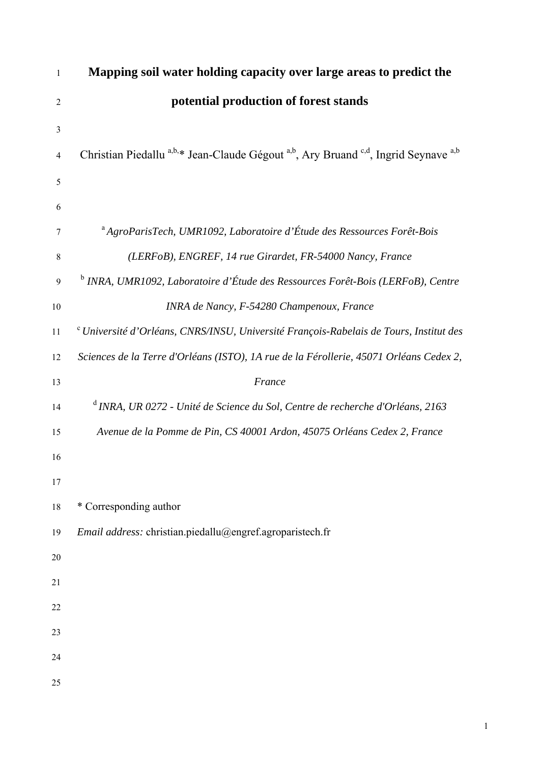# Mapping soil water holding capacity over large areas to predict the potential production of forest stands

Christian Piedallu [a,b,]* Jean-Claude Gégout [a,b], Ary Bruand [c,d], Ingrid Seynave [a,b]

[a] *AgroParisTech, UMR1092, Laboratoire d'Étude des Ressources Forêt-Bois (LERFoB), ENGREF, 14 rue Girardet, FR-54000 Nancy, France*

[b] *INRA, UMR1092, Laboratoire d'Étude des Ressources Forêt-Bois (LERFoB), Centre INRA de Nancy, F-54280 Champenoux, France*

[c] *Université d'Orléans, CNRS/INSU, Université François-Rabelais de Tours, Institut des Sciences de la Terre d'Orléans (ISTO), 1A rue de la Férollerie, 45071 Orléans Cedex 2, France*

[d] *INRA, UR 0272 - Unité de Science du Sol, Centre de recherche d'Orléans, 2163 Avenue de la Pomme de Pin, CS 40001 Ardon, 45075 Orléans Cedex 2, France*

\* Corresponding author

*Email address:* christian.piedallu@engref.agroparistech.fr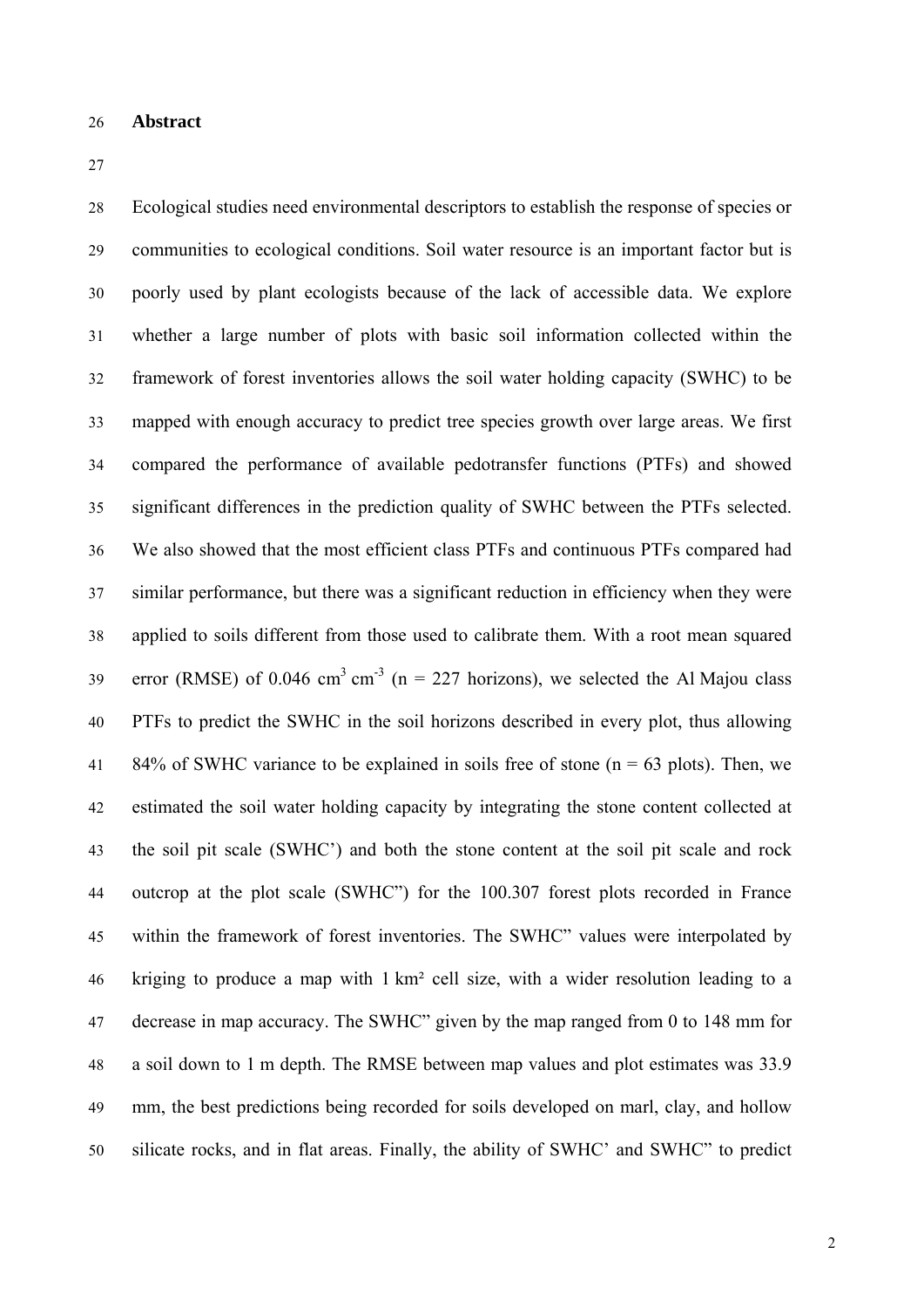## Abstract

Ecological studies need environmental descriptors to establish the response of species or communities to ecological conditions. Soil water resource is an important factor but is poorly used by plant ecologists because of the lack of accessible data. We explore whether a large number of plots with basic soil information collected within the framework of forest inventories allows the soil water holding capacity (SWHC) to be mapped with enough accuracy to predict tree species growth over large areas. We first compared the performance of available pedotransfer functions (PTFs) and showed significant differences in the prediction quality of SWHC between the PTFs selected. We also showed that the most efficient class PTFs and continuous PTFs compared had similar performance, but there was a significant reduction in efficiency when they were applied to soils different from those used to calibrate them. With a root mean squared error (RMSE) of 0.046 $cm^3 cm^{-3}$ (n = 227 horizons), we selected the Al Majou class PTFs to predict the SWHC in the soil horizons described in every plot, thus allowing 84% of SWHC variance to be explained in soils free of stone (n = 63 plots). Then, we estimated the soil water holding capacity by integrating the stone content collected at the soil pit scale (SWHC') and both the stone content at the soil pit scale and rock outcrop at the plot scale (SWHC") for the 100.307 forest plots recorded in France within the framework of forest inventories. The SWHC" values were interpolated by kriging to produce a map with 1 km² cell size, with a wider resolution leading to a decrease in map accuracy. The SWHC" given by the map ranged from 0 to 148 mm for a soil down to 1 m depth. The RMSE between map values and plot estimates was 33.9 mm, the best predictions being recorded for soils developed on marl, clay, and hollow silicate rocks, and in flat areas. Finally, the ability of SWHC' and SWHC" to predict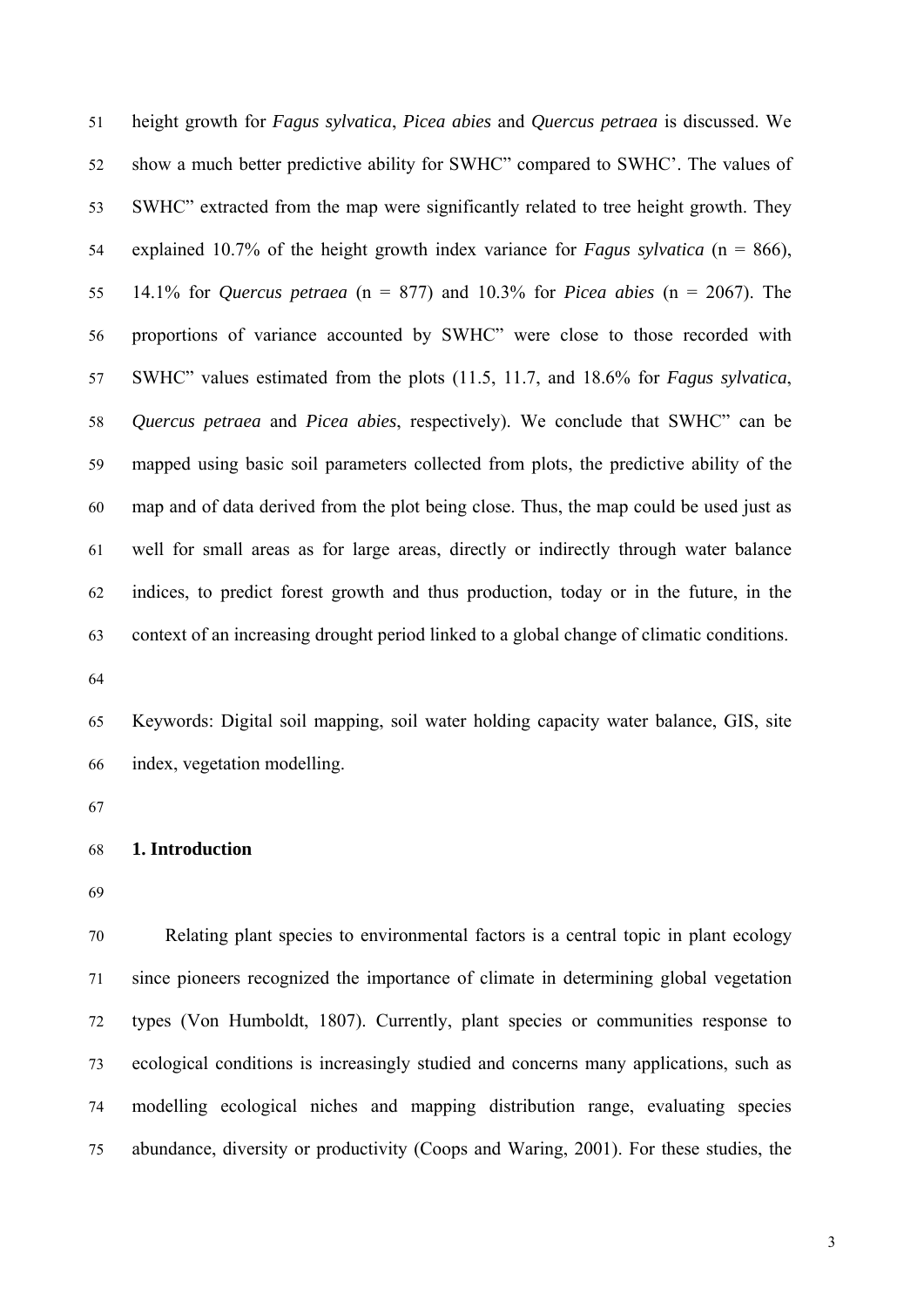height growth for *Fagus sylvatica*, *Picea abies* and *Quercus petraea* is discussed. We show a much better predictive ability for SWHC" compared to SWHC'. The values of SWHC" extracted from the map were significantly related to tree height growth. They explained 10.7% of the height growth index variance for *Fagus sylvatica* (n = 866), 14.1% for *Quercus petraea* (n = 877) and 10.3% for *Picea abies* (n = 2067). The proportions of variance accounted by SWHC" were close to those recorded with SWHC" values estimated from the plots (11.5, 11.7, and 18.6% for *Fagus sylvatica*, *Quercus petraea* and *Picea abies*, respectively). We conclude that SWHC" can be mapped using basic soil parameters collected from plots, the predictive ability of the map and of data derived from the plot being close. Thus, the map could be used just as well for small areas as for large areas, directly or indirectly through water balance indices, to predict forest growth and thus production, today or in the future, in the context of an increasing drought period linked to a global change of climatic conditions.

Keywords: Digital soil mapping, soil water holding capacity water balance, GIS, site index, vegetation modelling.

## 1. Introduction

Relating plant species to environmental factors is a central topic in plant ecology since pioneers recognized the importance of climate in determining global vegetation types (Von Humboldt, 1807). Currently, plant species or communities response to ecological conditions is increasingly studied and concerns many applications, such as modelling ecological niches and mapping distribution range, evaluating species abundance, diversity or productivity (Coops and Waring, 2001). For these studies, the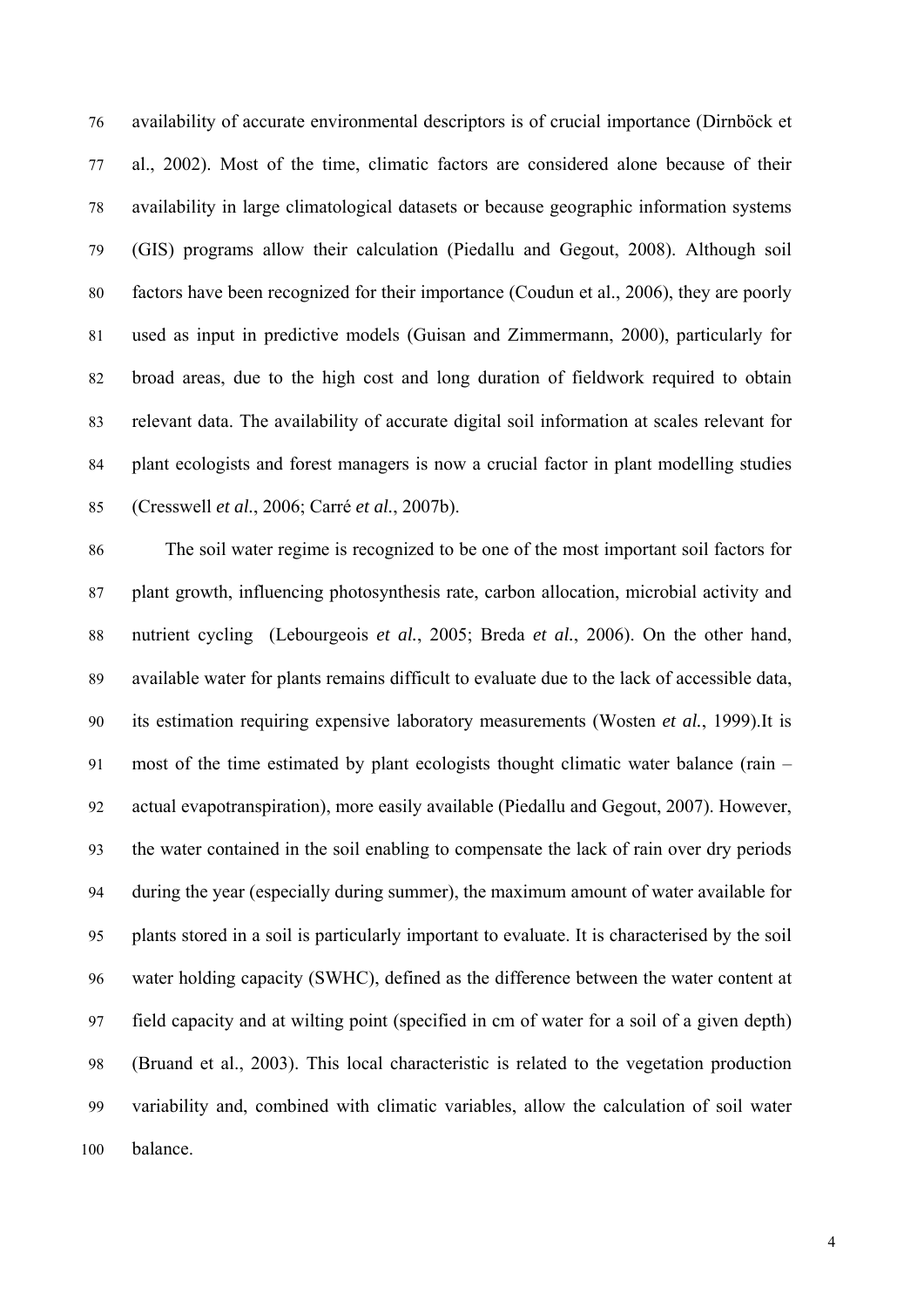availability of accurate environmental descriptors is of crucial importance (Dirnböck et al., 2002). Most of the time, climatic factors are considered alone because of their availability in large climatological datasets or because geographic information systems (GIS) programs allow their calculation (Piedallu and Gegout, 2008). Although soil factors have been recognized for their importance (Coudun et al., 2006), they are poorly used as input in predictive models (Guisan and Zimmermann, 2000), particularly for broad areas, due to the high cost and long duration of fieldwork required to obtain relevant data. The availability of accurate digital soil information at scales relevant for plant ecologists and forest managers is now a crucial factor in plant modelling studies (Cresswell *et al.*, 2006; Carré *et al.*, 2007b).

The soil water regime is recognized to be one of the most important soil factors for plant growth, influencing photosynthesis rate, carbon allocation, microbial activity and nutrient cycling (Lebourgeois *et al.*, 2005; Breda *et al.*, 2006). On the other hand, available water for plants remains difficult to evaluate due to the lack of accessible data, its estimation requiring expensive laboratory measurements (Wosten *et al.*, 1999).It is most of the time estimated by plant ecologists thought climatic water balance (rain – actual evapotranspiration), more easily available (Piedallu and Gegout, 2007). However, the water contained in the soil enabling to compensate the lack of rain over dry periods during the year (especially during summer), the maximum amount of water available for plants stored in a soil is particularly important to evaluate. It is characterised by the soil water holding capacity (SWHC), defined as the difference between the water content at field capacity and at wilting point (specified in cm of water for a soil of a given depth) (Bruand et al., 2003). This local characteristic is related to the vegetation production variability and, combined with climatic variables, allow the calculation of soil water balance.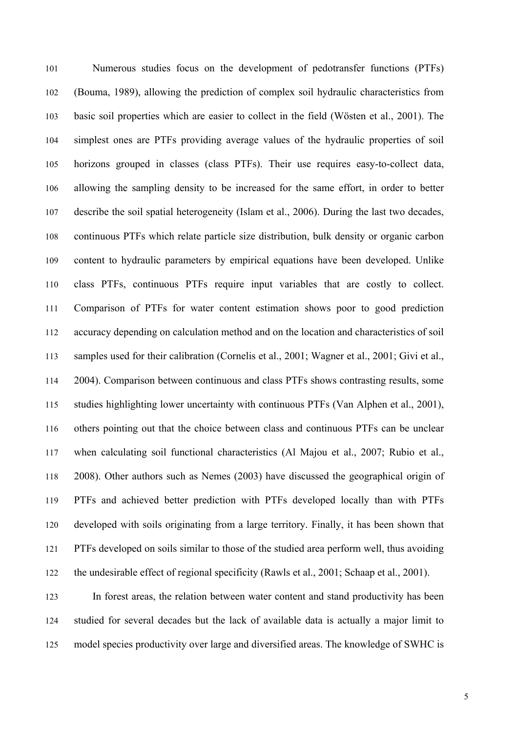Numerous studies focus on the development of pedotransfer functions (PTFs) (Bouma, 1989), allowing the prediction of complex soil hydraulic characteristics from basic soil properties which are easier to collect in the field (Wösten et al., 2001). The simplest ones are PTFs providing average values of the hydraulic properties of soil horizons grouped in classes (class PTFs). Their use requires easy-to-collect data, allowing the sampling density to be increased for the same effort, in order to better describe the soil spatial heterogeneity (Islam et al., 2006). During the last two decades, continuous PTFs which relate particle size distribution, bulk density or organic carbon content to hydraulic parameters by empirical equations have been developed. Unlike class PTFs, continuous PTFs require input variables that are costly to collect. Comparison of PTFs for water content estimation shows poor to good prediction accuracy depending on calculation method and on the location and characteristics of soil samples used for their calibration (Cornelis et al., 2001; Wagner et al., 2001; Givi et al., 2004). Comparison between continuous and class PTFs shows contrasting results, some studies highlighting lower uncertainty with continuous PTFs (Van Alphen et al., 2001), others pointing out that the choice between class and continuous PTFs can be unclear when calculating soil functional characteristics (Al Majou et al., 2007; Rubio et al., 2008). Other authors such as Nemes (2003) have discussed the geographical origin of PTFs and achieved better prediction with PTFs developed locally than with PTFs developed with soils originating from a large territory. Finally, it has been shown that PTFs developed on soils similar to those of the studied area perform well, thus avoiding the undesirable effect of regional specificity (Rawls et al., 2001; Schaap et al., 2001).

In forest areas, the relation between water content and stand productivity has been studied for several decades but the lack of available data is actually a major limit to model species productivity over large and diversified areas. The knowledge of SWHC is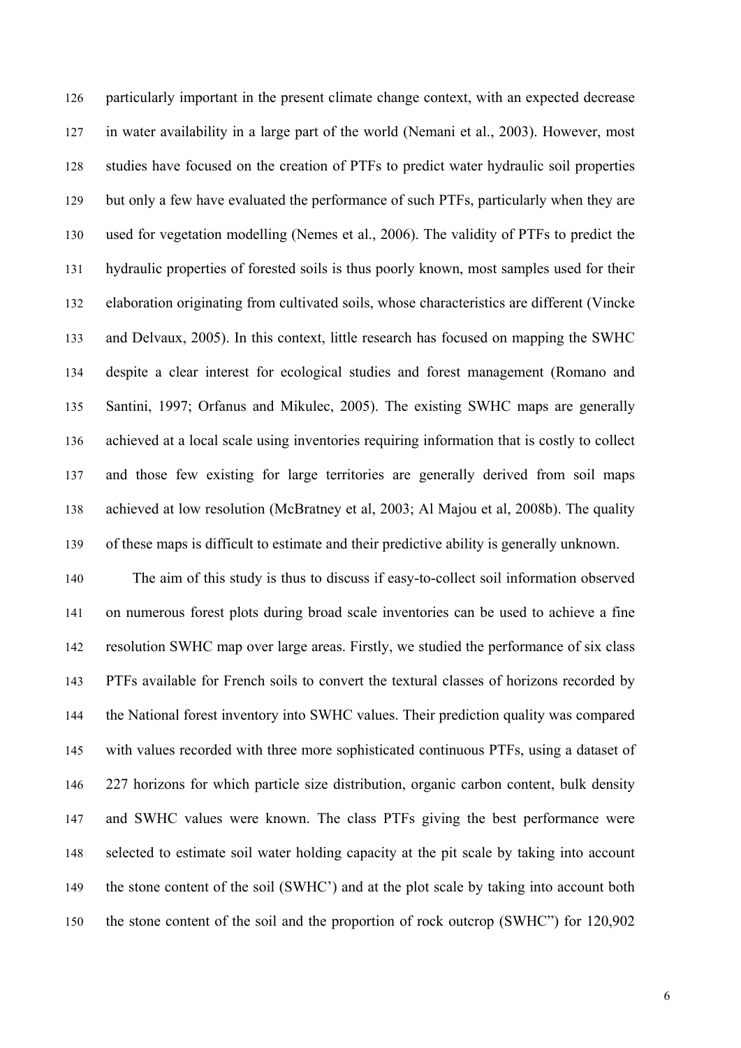particularly important in the present climate change context, with an expected decrease in water availability in a large part of the world (Nemani et al., 2003). However, most studies have focused on the creation of PTFs to predict water hydraulic soil properties but only a few have evaluated the performance of such PTFs, particularly when they are used for vegetation modelling (Nemes et al., 2006). The validity of PTFs to predict the hydraulic properties of forested soils is thus poorly known, most samples used for their elaboration originating from cultivated soils, whose characteristics are different (Vincke and Delvaux, 2005). In this context, little research has focused on mapping the SWHC despite a clear interest for ecological studies and forest management (Romano and Santini, 1997; Orfanus and Mikulec, 2005). The existing SWHC maps are generally achieved at a local scale using inventories requiring information that is costly to collect and those few existing for large territories are generally derived from soil maps achieved at low resolution (McBratney et al, 2003; Al Majou et al, 2008b). The quality of these maps is difficult to estimate and their predictive ability is generally unknown.

The aim of this study is thus to discuss if easy-to-collect soil information observed on numerous forest plots during broad scale inventories can be used to achieve a fine resolution SWHC map over large areas. Firstly, we studied the performance of six class PTFs available for French soils to convert the textural classes of horizons recorded by the National forest inventory into SWHC values. Their prediction quality was compared with values recorded with three more sophisticated continuous PTFs, using a dataset of 227 horizons for which particle size distribution, organic carbon content, bulk density and SWHC values were known. The class PTFs giving the best performance were selected to estimate soil water holding capacity at the pit scale by taking into account the stone content of the soil (SWHC') and at the plot scale by taking into account both the stone content of the soil and the proportion of rock outcrop (SWHC'') for 120,902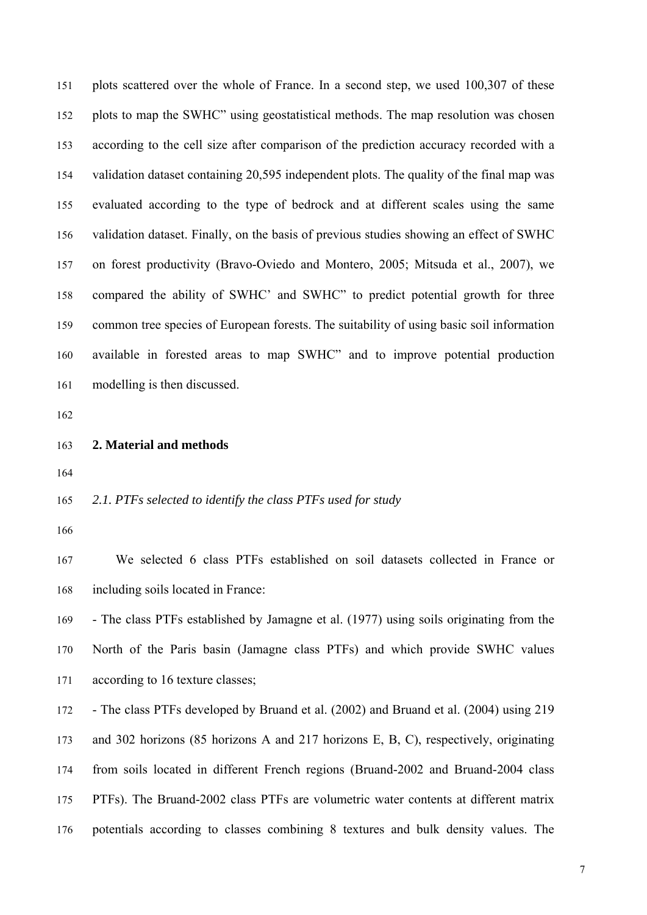plots scattered over the whole of France. In a second step, we used 100,307 of these plots to map the SWHC" using geostatistical methods. The map resolution was chosen according to the cell size after comparison of the prediction accuracy recorded with a validation dataset containing 20,595 independent plots. The quality of the final map was evaluated according to the type of bedrock and at different scales using the same validation dataset. Finally, on the basis of previous studies showing an effect of SWHC on forest productivity (Bravo-Oviedo and Montero, 2005; Mitsuda et al., 2007), we compared the ability of SWHC' and SWHC" to predict potential growth for three common tree species of European forests. The suitability of using basic soil information available in forested areas to map SWHC" and to improve potential production modelling is then discussed.

## 2. Material and methods

### *2.1. PTFs selected to identify the class PTFs used for study*

We selected 6 class PTFs established on soil datasets collected in France or including soils located in France:

- The class PTFs established by Jamagne et al. (1977) using soils originating from the North of the Paris basin (Jamagne class PTFs) and which provide SWHC values according to 16 texture classes;
- The class PTFs developed by Bruand et al. (2002) and Bruand et al. (2004) using 219 and 302 horizons (85 horizons A and 217 horizons E, B, C), respectively, originating from soils located in different French regions (Bruand-2002 and Bruand-2004 class PTFs). The Bruand-2002 class PTFs are volumetric water contents at different matrix potentials according to classes combining 8 textures and bulk density values. The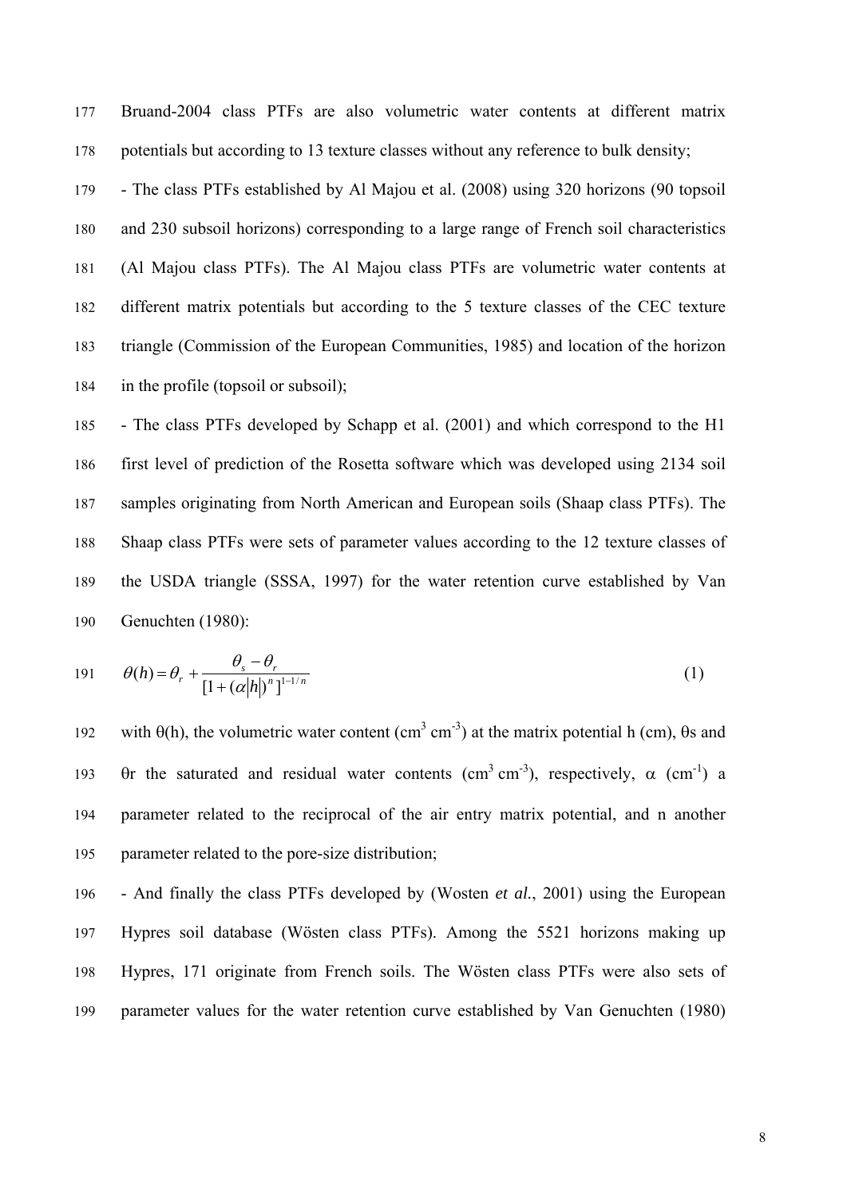Bruand-2004 class PTFs are also volumetric water contents at different matrix potentials but according to 13 texture classes without any reference to bulk density;

- The class PTFs established by Al Majou et al. (2008) using 320 horizons (90 topsoil and 230 subsoil horizons) corresponding to a large range of French soil characteristics (Al Majou class PTFs). The Al Majou class PTFs are volumetric water contents at different matrix potentials but according to the 5 texture classes of the CEC texture triangle (Commission of the European Communities, 1985) and location of the horizon in the profile (topsoil or subsoil);

- The class PTFs developed by Schapp et al. (2001) and which correspond to the H1 first level of prediction of the Rosetta software which was developed using 2134 soil samples originating from North American and European soils (Shaap class PTFs). The Shaap class PTFs were sets of parameter values according to the 12 texture classes of the USDA triangle (SSSA, 1997) for the water retention curve established by Van Genuchten (1980):

$$\theta(h) = \theta_r + \frac{\theta_s - \theta_r}{[1 + (\alpha|h|)^n]^{1-1/n}} \quad (1)$$

with θ(h), the volumetric water content ($cm^3\ cm^{-3}$) at the matrix potential h (cm), θs and θr the saturated and residual water contents ($cm^3\ cm^{-3}$), respectively, α ($cm^{-1}$) a parameter related to the reciprocal of the air entry matrix potential, and n another parameter related to the pore-size distribution;

- And finally the class PTFs developed by (Wosten *et al.*, 2001) using the European Hypres soil database (Wösten class PTFs). Among the 5521 horizons making up Hypres, 171 originate from French soils. The Wösten class PTFs were also sets of parameter values for the water retention curve established by Van Genuchten (1980)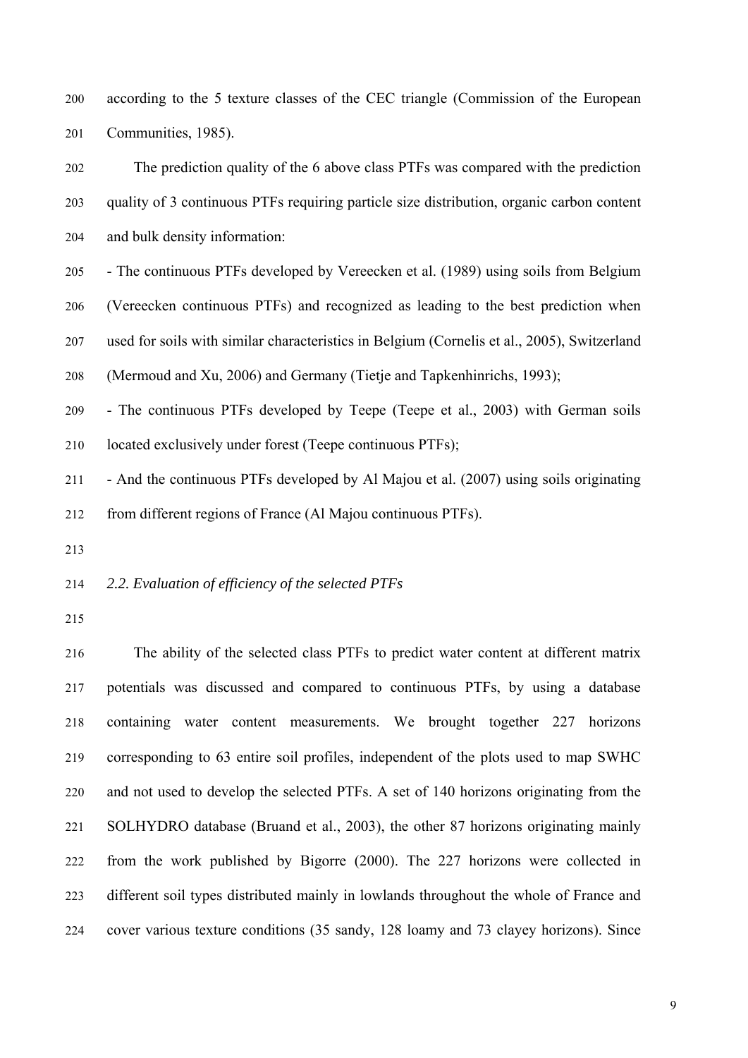according to the 5 texture classes of the CEC triangle (Commission of the European Communities, 1985).

The prediction quality of the 6 above class PTFs was compared with the prediction quality of 3 continuous PTFs requiring particle size distribution, organic carbon content and bulk density information:

- The continuous PTFs developed by Vereecken et al. (1989) using soils from Belgium (Vereecken continuous PTFs) and recognized as leading to the best prediction when used for soils with similar characteristics in Belgium (Cornelis et al., 2005), Switzerland (Mermoud and Xu, 2006) and Germany (Tietje and Tapkenhinrichs, 1993);
- The continuous PTFs developed by Teepe (Teepe et al., 2003) with German soils located exclusively under forest (Teepe continuous PTFs);
- And the continuous PTFs developed by Al Majou et al. (2007) using soils originating from different regions of France (Al Majou continuous PTFs).

### *2.2. Evaluation of efficiency of the selected PTFs*

The ability of the selected class PTFs to predict water content at different matrix potentials was discussed and compared to continuous PTFs, by using a database containing water content measurements. We brought together 227 horizons corresponding to 63 entire soil profiles, independent of the plots used to map SWHC and not used to develop the selected PTFs. A set of 140 horizons originating from the SOLHYDRO database (Bruand et al., 2003), the other 87 horizons originating mainly from the work published by Bigorre (2000). The 227 horizons were collected in different soil types distributed mainly in lowlands throughout the whole of France and cover various texture conditions (35 sandy, 128 loamy and 73 clayey horizons). Since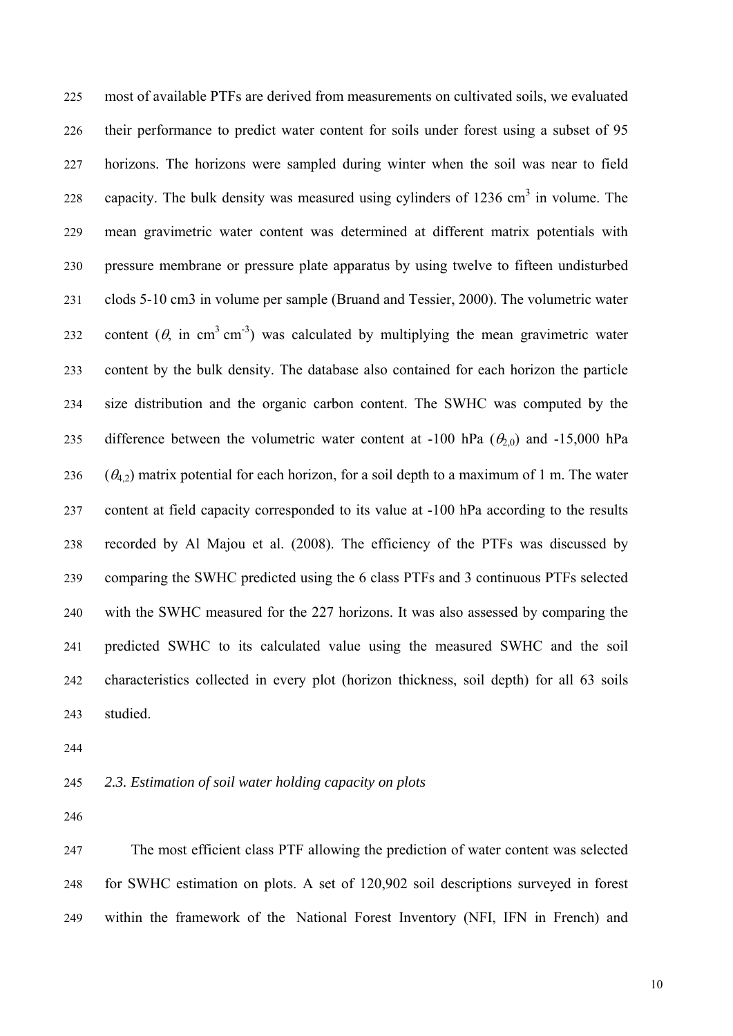most of available PTFs are derived from measurements on cultivated soils, we evaluated their performance to predict water content for soils under forest using a subset of 95 horizons. The horizons were sampled during winter when the soil was near to field capacity. The bulk density was measured using cylinders of 1236 $cm^3$ in volume. The mean gravimetric water content was determined at different matrix potentials with pressure membrane or pressure plate apparatus by using twelve to fifteen undisturbed clods 5-10 cm3 in volume per sample (Bruand and Tessier, 2000). The volumetric water content ($\theta$, in $cm^3\ cm^{-3}$) was calculated by multiplying the mean gravimetric water content by the bulk density. The database also contained for each horizon the particle size distribution and the organic carbon content. The SWHC was computed by the difference between the volumetric water content at -100 hPa ($\theta_{2,0}$) and -15,000 hPa ($\theta_{4,2}$) matrix potential for each horizon, for a soil depth to a maximum of 1 m. The water content at field capacity corresponded to its value at -100 hPa according to the results recorded by Al Majou et al. (2008). The efficiency of the PTFs was discussed by comparing the SWHC predicted using the 6 class PTFs and 3 continuous PTFs selected with the SWHC measured for the 227 horizons. It was also assessed by comparing the predicted SWHC to its calculated value using the measured SWHC and the soil characteristics collected in every plot (horizon thickness, soil depth) for all 63 soils studied.

### *2.3. Estimation of soil water holding capacity on plots*

The most efficient class PTF allowing the prediction of water content was selected for SWHC estimation on plots. A set of 120,902 soil descriptions surveyed in forest within the framework of the National Forest Inventory (NFI, IFN in French) and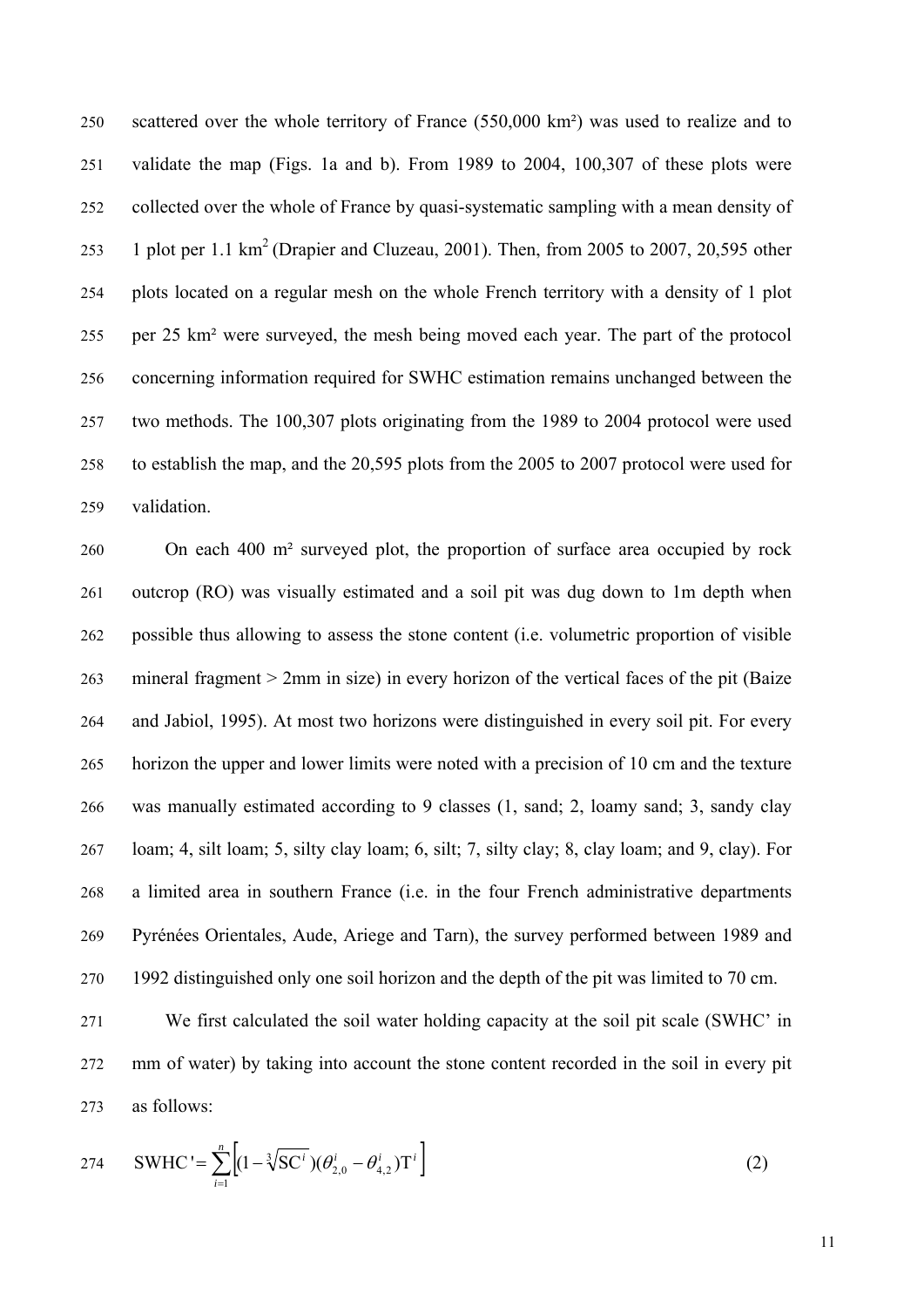scattered over the whole territory of France (550,000 km²) was used to realize and to validate the map (Figs. 1a and b). From 1989 to 2004, 100,307 of these plots were collected over the whole of France by quasi-systematic sampling with a mean density of 1 plot per 1.1 km$^2$ (Drapier and Cluzeau, 2001). Then, from 2005 to 2007, 20,595 other plots located on a regular mesh on the whole French territory with a density of 1 plot per 25 km² were surveyed, the mesh being moved each year. The part of the protocol concerning information required for SWHC estimation remains unchanged between the two methods. The 100,307 plots originating from the 1989 to 2004 protocol were used to establish the map, and the 20,595 plots from the 2005 to 2007 protocol were used for validation.

On each 400 m² surveyed plot, the proportion of surface area occupied by rock outcrop (RO) was visually estimated and a soil pit was dug down to 1m depth when possible thus allowing to assess the stone content (i.e. volumetric proportion of visible mineral fragment > 2mm in size) in every horizon of the vertical faces of the pit (Baize and Jabiol, 1995). At most two horizons were distinguished in every soil pit. For every horizon the upper and lower limits were noted with a precision of 10 cm and the texture was manually estimated according to 9 classes (1, sand; 2, loamy sand; 3, sandy clay loam; 4, silt loam; 5, silty clay loam; 6, silt; 7, silty clay; 8, clay loam; and 9, clay). For a limited area in southern France (i.e. in the four French administrative departments Pyrénées Orientales, Aude, Ariege and Tarn), the survey performed between 1989 and 1992 distinguished only one soil horizon and the depth of the pit was limited to 70 cm.

We first calculated the soil water holding capacity at the soil pit scale (SWHC' in mm of water) by taking into account the stone content recorded in the soil in every pit as follows:

$$\mathrm{SWHC}' = \sum_{i=1}^{n} \left[ (1 - \sqrt[3]{\mathrm{SC}^i})(\theta_{2,0}^i - \theta_{4,2}^i)\mathrm{T}^i \right] \tag{2}$$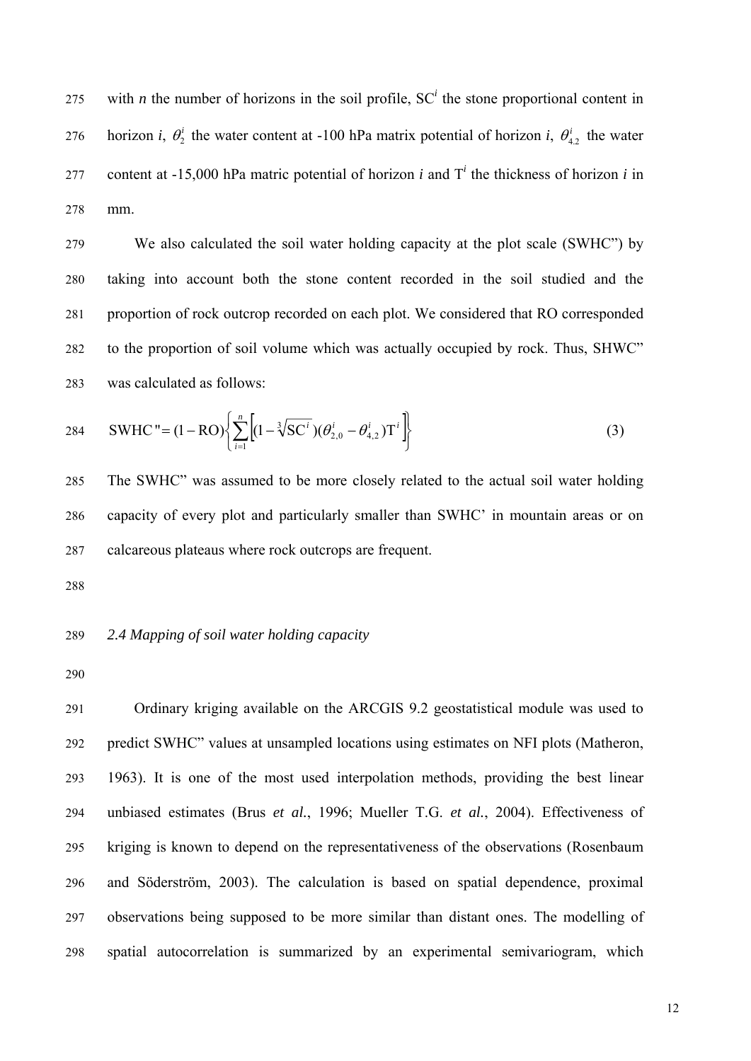with $n$ the number of horizons in the soil profile, $SC^i$ the stone proportional content in horizon $i$, $\theta_2^i$ the water content at -100 hPa matrix potential of horizon $i$, $\theta_{4.2}^i$ the water content at -15,000 hPa matric potential of horizon $i$ and $T^i$ the thickness of horizon $i$ in mm.

We also calculated the soil water holding capacity at the plot scale (SWHC") by taking into account both the stone content recorded in the soil studied and the proportion of rock outcrop recorded on each plot. We considered that RO corresponded to the proportion of soil volume which was actually occupied by rock. Thus, SHWC" was calculated as follows:

$$\mathrm{SWHC}'' = (1 - \mathrm{RO})\left\{\sum_{i=1}^{n}\left[(1 - \sqrt[3]{\mathrm{SC}^i})(\theta_{2,0}^i - \theta_{4,2}^i)\mathrm{T}^i\right]\right\} \quad (3)$$

The SWHC" was assumed to be more closely related to the actual soil water holding capacity of every plot and particularly smaller than SWHC' in mountain areas or on calcareous plateaus where rock outcrops are frequent.

## *2.4 Mapping of soil water holding capacity*

Ordinary kriging available on the ARCGIS 9.2 geostatistical module was used to predict SWHC" values at unsampled locations using estimates on NFI plots (Matheron, 1963). It is one of the most used interpolation methods, providing the best linear unbiased estimates (Brus *et al.*, 1996; Mueller T.G. *et al.*, 2004). Effectiveness of kriging is known to depend on the representativeness of the observations (Rosenbaum and Söderström, 2003). The calculation is based on spatial dependence, proximal observations being supposed to be more similar than distant ones. The modelling of spatial autocorrelation is summarized by an experimental semivariogram, which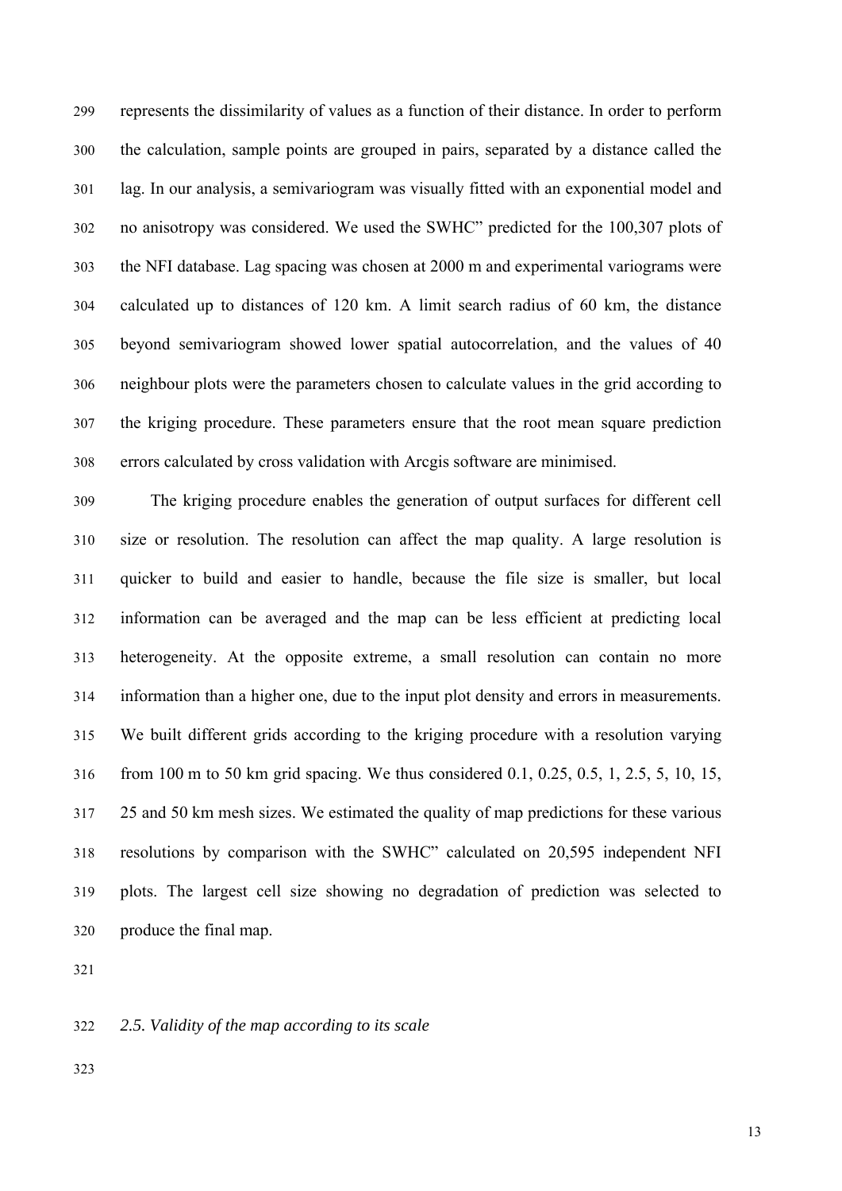represents the dissimilarity of values as a function of their distance. In order to perform the calculation, sample points are grouped in pairs, separated by a distance called the lag. In our analysis, a semivariogram was visually fitted with an exponential model and no anisotropy was considered. We used the SWHC" predicted for the 100,307 plots of the NFI database. Lag spacing was chosen at 2000 m and experimental variograms were calculated up to distances of 120 km. A limit search radius of 60 km, the distance beyond semivariogram showed lower spatial autocorrelation, and the values of 40 neighbour plots were the parameters chosen to calculate values in the grid according to the kriging procedure. These parameters ensure that the root mean square prediction errors calculated by cross validation with Arcgis software are minimised.

The kriging procedure enables the generation of output surfaces for different cell size or resolution. The resolution can affect the map quality. A large resolution is quicker to build and easier to handle, because the file size is smaller, but local information can be averaged and the map can be less efficient at predicting local heterogeneity. At the opposite extreme, a small resolution can contain no more information than a higher one, due to the input plot density and errors in measurements. We built different grids according to the kriging procedure with a resolution varying from 100 m to 50 km grid spacing. We thus considered 0.1, 0.25, 0.5, 1, 2.5, 5, 10, 15, 25 and 50 km mesh sizes. We estimated the quality of map predictions for these various resolutions by comparison with the SWHC" calculated on 20,595 independent NFI plots. The largest cell size showing no degradation of prediction was selected to produce the final map.

### *2.5. Validity of the map according to its scale*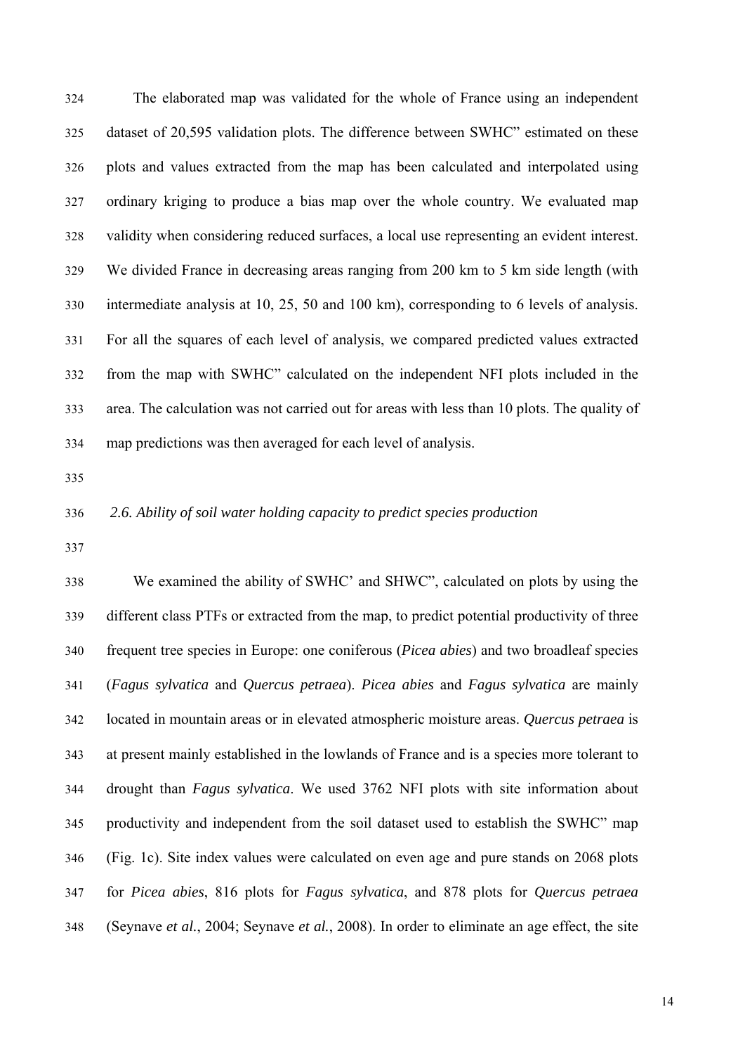The elaborated map was validated for the whole of France using an independent dataset of 20,595 validation plots. The difference between SWHC" estimated on these plots and values extracted from the map has been calculated and interpolated using ordinary kriging to produce a bias map over the whole country. We evaluated map validity when considering reduced surfaces, a local use representing an evident interest. We divided France in decreasing areas ranging from 200 km to 5 km side length (with intermediate analysis at 10, 25, 50 and 100 km), corresponding to 6 levels of analysis. For all the squares of each level of analysis, we compared predicted values extracted from the map with SWHC" calculated on the independent NFI plots included in the area. The calculation was not carried out for areas with less than 10 plots. The quality of map predictions was then averaged for each level of analysis.

### *2.6. Ability of soil water holding capacity to predict species production*

We examined the ability of SWHC' and SHWC", calculated on plots by using the different class PTFs or extracted from the map, to predict potential productivity of three frequent tree species in Europe: one coniferous (*Picea abies*) and two broadleaf species (*Fagus sylvatica* and *Quercus petraea*). *Picea abies* and *Fagus sylvatica* are mainly located in mountain areas or in elevated atmospheric moisture areas. *Quercus petraea* is at present mainly established in the lowlands of France and is a species more tolerant to drought than *Fagus sylvatica*. We used 3762 NFI plots with site information about productivity and independent from the soil dataset used to establish the SWHC" map (Fig. 1c). Site index values were calculated on even age and pure stands on 2068 plots for *Picea abies*, 816 plots for *Fagus sylvatica*, and 878 plots for *Quercus petraea* (Seynave *et al.*, 2004; Seynave *et al.*, 2008). In order to eliminate an age effect, the site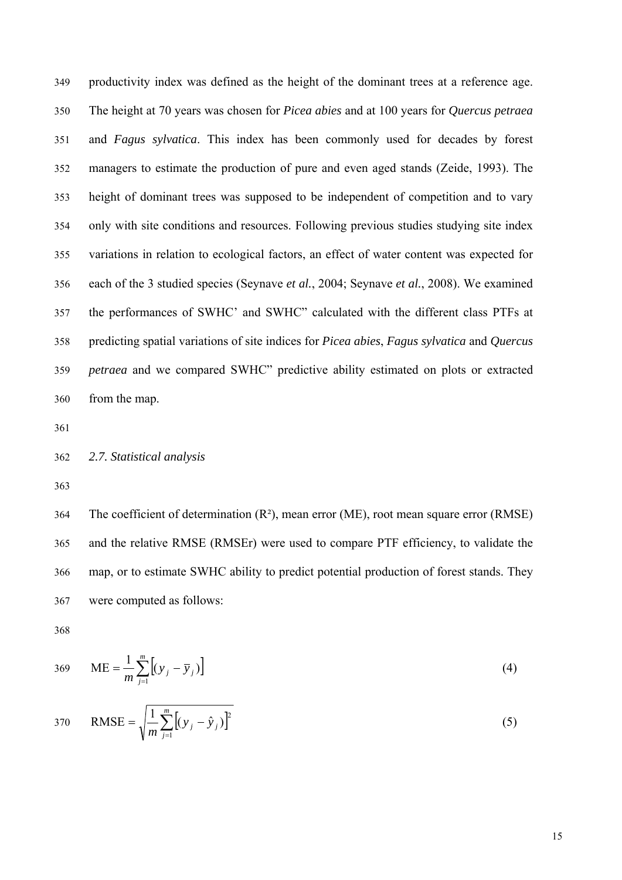productivity index was defined as the height of the dominant trees at a reference age. The height at 70 years was chosen for *Picea abies* and at 100 years for *Quercus petraea* and *Fagus sylvatica*. This index has been commonly used for decades by forest managers to estimate the production of pure and even aged stands (Zeide, 1993). The height of dominant trees was supposed to be independent of competition and to vary only with site conditions and resources. Following previous studies studying site index variations in relation to ecological factors, an effect of water content was expected for each of the 3 studied species (Seynave *et al.*, 2004; Seynave *et al.*, 2008). We examined the performances of SWHC' and SWHC" calculated with the different class PTFs at predicting spatial variations of site indices for *Picea abies*, *Fagus sylvatica* and *Quercus petraea* and we compared SWHC" predictive ability estimated on plots or extracted from the map.

### *2.7. Statistical analysis*

The coefficient of determination ($R^2$), mean error (ME), root mean square error (RMSE) and the relative RMSE (RMSEr) were used to compare PTF efficiency, to validate the map, or to estimate SWHC ability to predict potential production of forest stands. They were computed as follows:

$$\text{ME} = \frac{1}{m}\sum_{j=1}^{m}\left[(y_j - \bar{y}_j)\right] \quad (4)$$

$$\text{RMSE} = \sqrt{\frac{1}{m}\sum_{j=1}^{m}\left[(y_j - \hat{y}_j)\right]^2} \quad (5)$$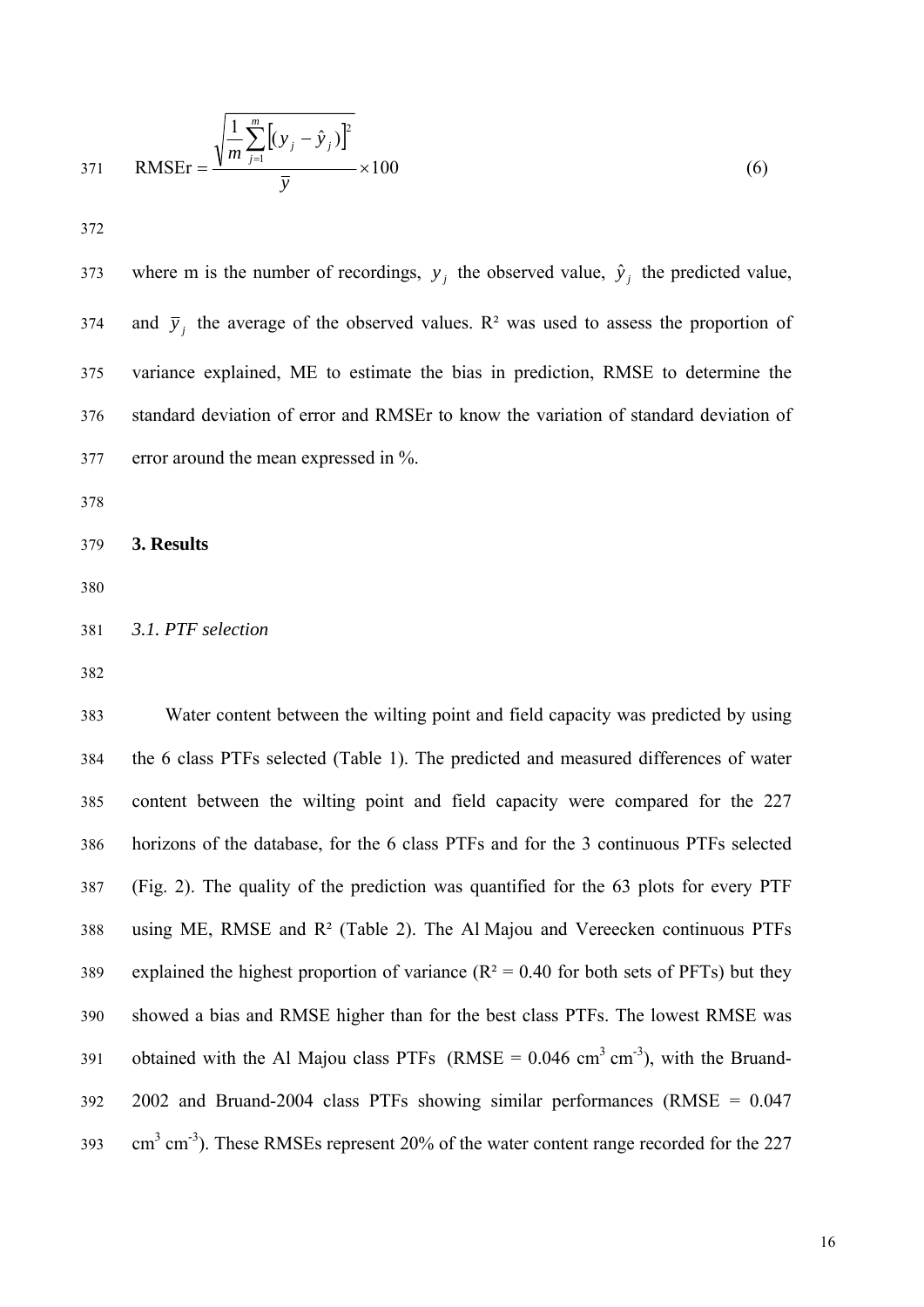$$\text{RMSEr} = \frac{\sqrt{\frac{1}{m}\sum_{j=1}^{m}\left[(y_j - \hat{y}_j)\right]^2}}{\bar{y}} \times 100 \qquad (6)$$

where m is the number of recordings, $y_j$ the observed value, $\hat{y}_j$ the predicted value, and $\bar{y}_j$ the average of the observed values. R² was used to assess the proportion of variance explained, ME to estimate the bias in prediction, RMSE to determine the standard deviation of error and RMSEr to know the variation of standard deviation of error around the mean expressed in %.

## 3. Results

### *3.1. PTF selection*

Water content between the wilting point and field capacity was predicted by using the 6 class PTFs selected (Table 1). The predicted and measured differences of water content between the wilting point and field capacity were compared for the 227 horizons of the database, for the 6 class PTFs and for the 3 continuous PTFs selected (Fig. 2). The quality of the prediction was quantified for the 63 plots for every PTF using ME, RMSE and R² (Table 2). The Al Majou and Vereecken continuous PTFs explained the highest proportion of variance (R² = 0.40 for both sets of PFTs) but they showed a bias and RMSE higher than for the best class PTFs. The lowest RMSE was obtained with the Al Majou class PTFs (RMSE = 0.046 $cm^3\ cm^{-3}$), with the Bruand-2002 and Bruand-2004 class PTFs showing similar performances (RMSE = 0.047 $cm^3\ cm^{-3}$). These RMSEs represent 20% of the water content range recorded for the 227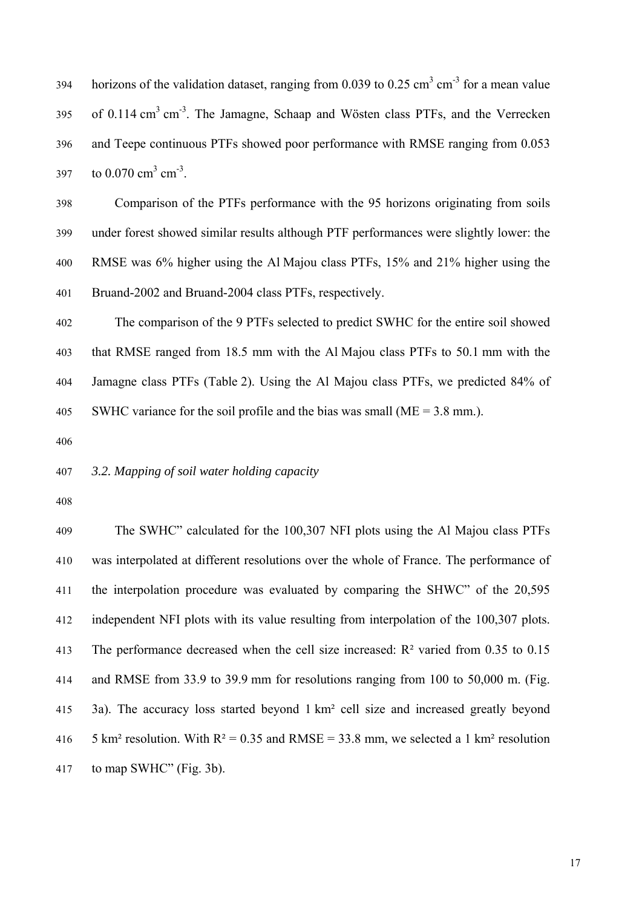horizons of the validation dataset, ranging from 0.039 to 0.25 $cm^3 cm^{-3}$ for a mean value of 0.114 $cm^3 cm^{-3}$. The Jamagne, Schaap and Wösten class PTFs, and the Verrecken and Teepe continuous PTFs showed poor performance with RMSE ranging from 0.053 to 0.070 $cm^3 cm^{-3}$.

Comparison of the PTFs performance with the 95 horizons originating from soils under forest showed similar results although PTF performances were slightly lower: the RMSE was 6% higher using the Al Majou class PTFs, 15% and 21% higher using the Bruand-2002 and Bruand-2004 class PTFs, respectively.

The comparison of the 9 PTFs selected to predict SWHC for the entire soil showed that RMSE ranged from 18.5 mm with the Al Majou class PTFs to 50.1 mm with the Jamagne class PTFs (Table 2). Using the Al Majou class PTFs, we predicted 84% of SWHC variance for the soil profile and the bias was small (ME = 3.8 mm.).

### *3.2. Mapping of soil water holding capacity*

The SWHC" calculated for the 100,307 NFI plots using the Al Majou class PTFs was interpolated at different resolutions over the whole of France. The performance of the interpolation procedure was evaluated by comparing the SHWC" of the 20,595 independent NFI plots with its value resulting from interpolation of the 100,307 plots. The performance decreased when the cell size increased: $R^2$ varied from 0.35 to 0.15 and RMSE from 33.9 to 39.9 mm for resolutions ranging from 100 to 50,000 m. (Fig. 3a). The accuracy loss started beyond 1 $km^2$ cell size and increased greatly beyond 5 $km^2$ resolution. With $R^2 = 0.35$ and RMSE = 33.8 mm, we selected a 1 $km^2$ resolution to map SWHC" (Fig. 3b).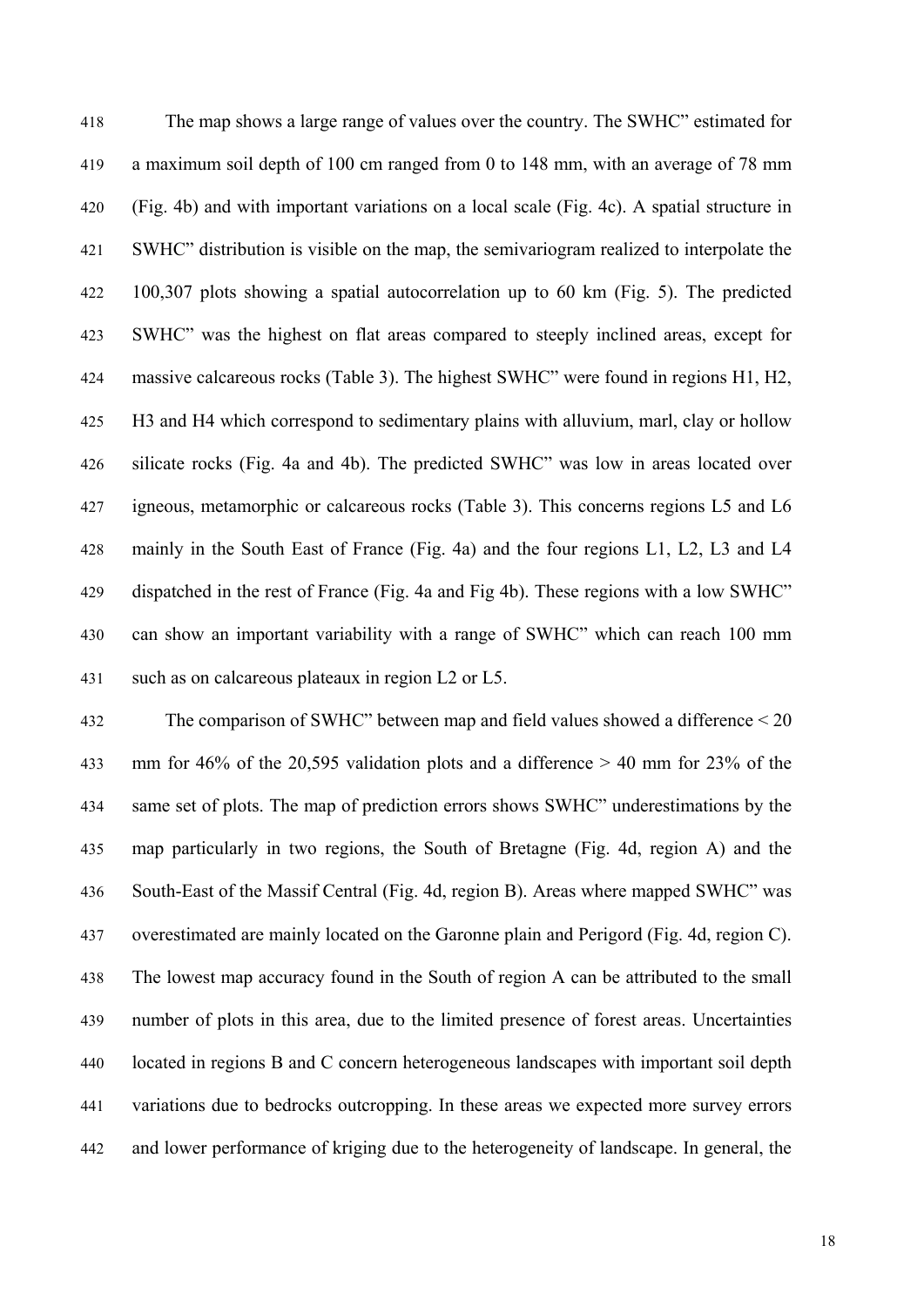The map shows a large range of values over the country. The SWHC" estimated for a maximum soil depth of 100 cm ranged from 0 to 148 mm, with an average of 78 mm (Fig. 4b) and with important variations on a local scale (Fig. 4c). A spatial structure in SWHC" distribution is visible on the map, the semivariogram realized to interpolate the 100,307 plots showing a spatial autocorrelation up to 60 km (Fig. 5). The predicted SWHC" was the highest on flat areas compared to steeply inclined areas, except for massive calcareous rocks (Table 3). The highest SWHC" were found in regions H1, H2, H3 and H4 which correspond to sedimentary plains with alluvium, marl, clay or hollow silicate rocks (Fig. 4a and 4b). The predicted SWHC" was low in areas located over igneous, metamorphic or calcareous rocks (Table 3). This concerns regions L5 and L6 mainly in the South East of France (Fig. 4a) and the four regions L1, L2, L3 and L4 dispatched in the rest of France (Fig. 4a and Fig 4b). These regions with a low SWHC" can show an important variability with a range of SWHC" which can reach 100 mm such as on calcareous plateaux in region L2 or L5.

The comparison of SWHC" between map and field values showed a difference < 20 mm for 46% of the 20,595 validation plots and a difference > 40 mm for 23% of the same set of plots. The map of prediction errors shows SWHC" underestimations by the map particularly in two regions, the South of Bretagne (Fig. 4d, region A) and the South-East of the Massif Central (Fig. 4d, region B). Areas where mapped SWHC" was overestimated are mainly located on the Garonne plain and Perigord (Fig. 4d, region C). The lowest map accuracy found in the South of region A can be attributed to the small number of plots in this area, due to the limited presence of forest areas. Uncertainties located in regions B and C concern heterogeneous landscapes with important soil depth variations due to bedrocks outcropping. In these areas we expected more survey errors and lower performance of kriging due to the heterogeneity of landscape. In general, the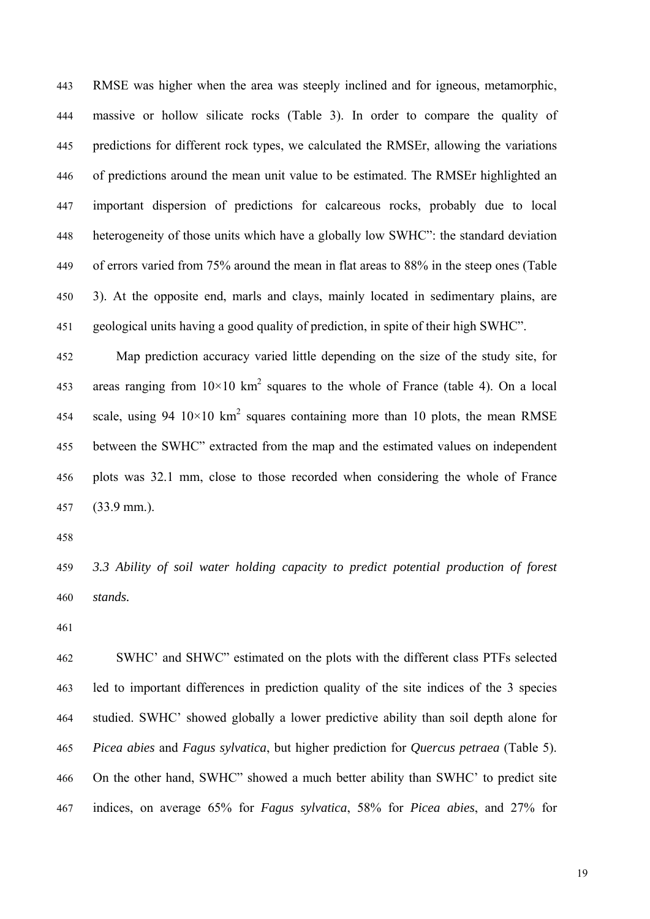RMSE was higher when the area was steeply inclined and for igneous, metamorphic, massive or hollow silicate rocks (Table 3). In order to compare the quality of predictions for different rock types, we calculated the RMSEr, allowing the variations of predictions around the mean unit value to be estimated. The RMSEr highlighted an important dispersion of predictions for calcareous rocks, probably due to local heterogeneity of those units which have a globally low SWHC": the standard deviation of errors varied from 75% around the mean in flat areas to 88% in the steep ones (Table 3). At the opposite end, marls and clays, mainly located in sedimentary plains, are geological units having a good quality of prediction, in spite of their high SWHC".

Map prediction accuracy varied little depending on the size of the study site, for areas ranging from 10×10 $km^2$ squares to the whole of France (table 4). On a local scale, using 94 10×10 $km^2$ squares containing more than 10 plots, the mean RMSE between the SWHC" extracted from the map and the estimated values on independent plots was 32.1 mm, close to those recorded when considering the whole of France (33.9 mm.).

*3.3 Ability of soil water holding capacity to predict potential production of forest stands.*

SWHC' and SHWC" estimated on the plots with the different class PTFs selected led to important differences in prediction quality of the site indices of the 3 species studied. SWHC' showed globally a lower predictive ability than soil depth alone for *Picea abies* and *Fagus sylvatica*, but higher prediction for *Quercus petraea* (Table 5). On the other hand, SWHC" showed a much better ability than SWHC' to predict site indices, on average 65% for *Fagus sylvatica*, 58% for *Picea abies*, and 27% for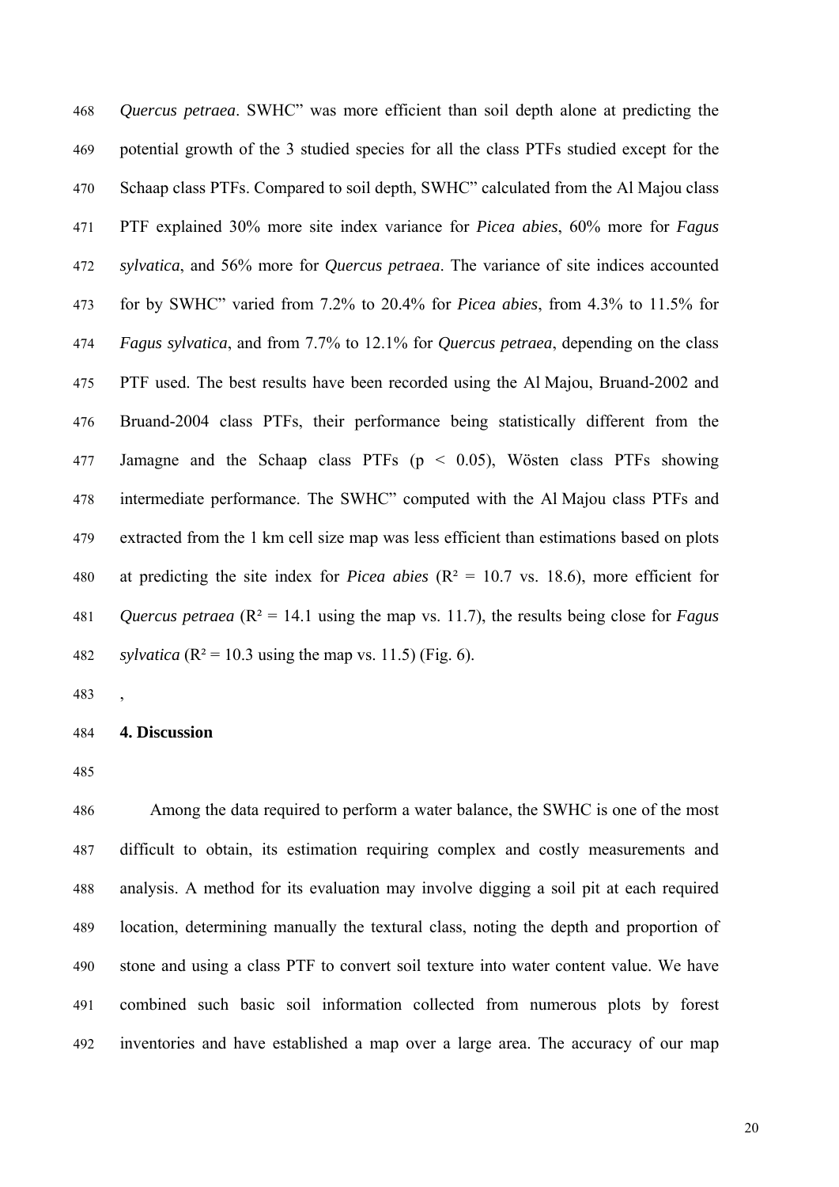*Quercus petraea*. SWHC" was more efficient than soil depth alone at predicting the potential growth of the 3 studied species for all the class PTFs studied except for the Schaap class PTFs. Compared to soil depth, SWHC" calculated from the Al Majou class PTF explained 30% more site index variance for *Picea abies*, 60% more for *Fagus sylvatica*, and 56% more for *Quercus petraea*. The variance of site indices accounted for by SWHC" varied from 7.2% to 20.4% for *Picea abies*, from 4.3% to 11.5% for *Fagus sylvatica*, and from 7.7% to 12.1% for *Quercus petraea*, depending on the class PTF used. The best results have been recorded using the Al Majou, Bruand-2002 and Bruand-2004 class PTFs, their performance being statistically different from the Jamagne and the Schaap class PTFs ($p < 0.05$), Wösten class PTFs showing intermediate performance. The SWHC" computed with the Al Majou class PTFs and extracted from the 1 km cell size map was less efficient than estimations based on plots at predicting the site index for *Picea abies* ($R^2$ = 10.7 vs. 18.6), more efficient for *Quercus petraea* ($R^2$ = 14.1 using the map vs. 11.7), the results being close for *Fagus sylvatica* ($R^2$ = 10.3 using the map vs. 11.5) (Fig. 6).

,

## 4. Discussion

Among the data required to perform a water balance, the SWHC is one of the most difficult to obtain, its estimation requiring complex and costly measurements and analysis. A method for its evaluation may involve digging a soil pit at each required location, determining manually the textural class, noting the depth and proportion of stone and using a class PTF to convert soil texture into water content value. We have combined such basic soil information collected from numerous plots by forest inventories and have established a map over a large area. The accuracy of our map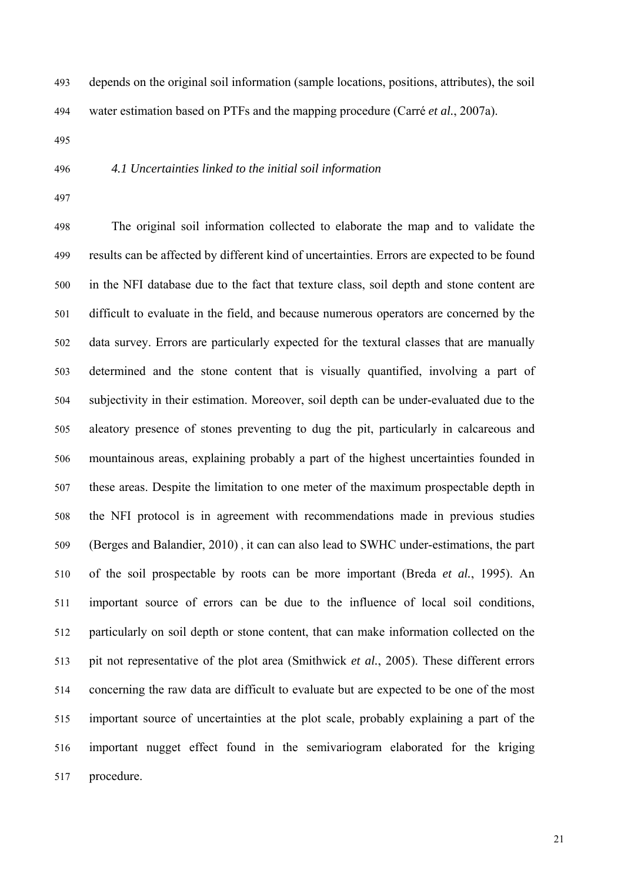depends on the original soil information (sample locations, positions, attributes), the soil water estimation based on PTFs and the mapping procedure (Carré *et al.*, 2007a).

### *4.1 Uncertainties linked to the initial soil information*

The original soil information collected to elaborate the map and to validate the results can be affected by different kind of uncertainties. Errors are expected to be found in the NFI database due to the fact that texture class, soil depth and stone content are difficult to evaluate in the field, and because numerous operators are concerned by the data survey. Errors are particularly expected for the textural classes that are manually determined and the stone content that is visually quantified, involving a part of subjectivity in their estimation. Moreover, soil depth can be under-evaluated due to the aleatory presence of stones preventing to dug the pit, particularly in calcareous and mountainous areas, explaining probably a part of the highest uncertainties founded in these areas. Despite the limitation to one meter of the maximum prospectable depth in the NFI protocol is in agreement with recommendations made in previous studies (Berges and Balandier, 2010) , it can can also lead to SWHC under-estimations, the part of the soil prospectable by roots can be more important (Breda *et al.*, 1995). An important source of errors can be due to the influence of local soil conditions, particularly on soil depth or stone content, that can make information collected on the pit not representative of the plot area (Smithwick *et al.*, 2005). These different errors concerning the raw data are difficult to evaluate but are expected to be one of the most important source of uncertainties at the plot scale, probably explaining a part of the important nugget effect found in the semivariogram elaborated for the kriging procedure.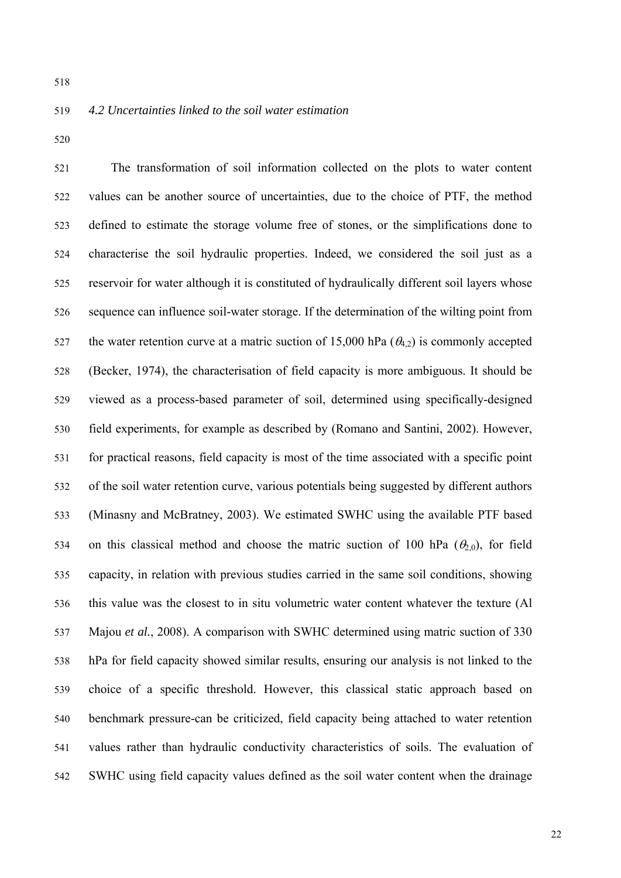*4.2 Uncertainties linked to the soil water estimation*

The transformation of soil information collected on the plots to water content values can be another source of uncertainties, due to the choice of PTF, the method defined to estimate the storage volume free of stones, or the simplifications done to characterise the soil hydraulic properties. Indeed, we considered the soil just as a reservoir for water although it is constituted of hydraulically different soil layers whose sequence can influence soil-water storage. If the determination of the wilting point from the water retention curve at a matric suction of 15,000 hPa ($\theta_{4.2}$) is commonly accepted (Becker, 1974), the characterisation of field capacity is more ambiguous. It should be viewed as a process-based parameter of soil, determined using specifically-designed field experiments, for example as described by (Romano and Santini, 2002). However, for practical reasons, field capacity is most of the time associated with a specific point of the soil water retention curve, various potentials being suggested by different authors (Minasny and McBratney, 2003). We estimated SWHC using the available PTF based on this classical method and choose the matric suction of 100 hPa ($\theta_{2.0}$), for field capacity, in relation with previous studies carried in the same soil conditions, showing this value was the closest to in situ volumetric water content whatever the texture (Al Majou *et al.*, 2008). A comparison with SWHC determined using matric suction of 330 hPa for field capacity showed similar results, ensuring our analysis is not linked to the choice of a specific threshold. However, this classical static approach based on benchmark pressure-can be criticized, field capacity being attached to water retention values rather than hydraulic conductivity characteristics of soils. The evaluation of SWHC using field capacity values defined as the soil water content when the drainage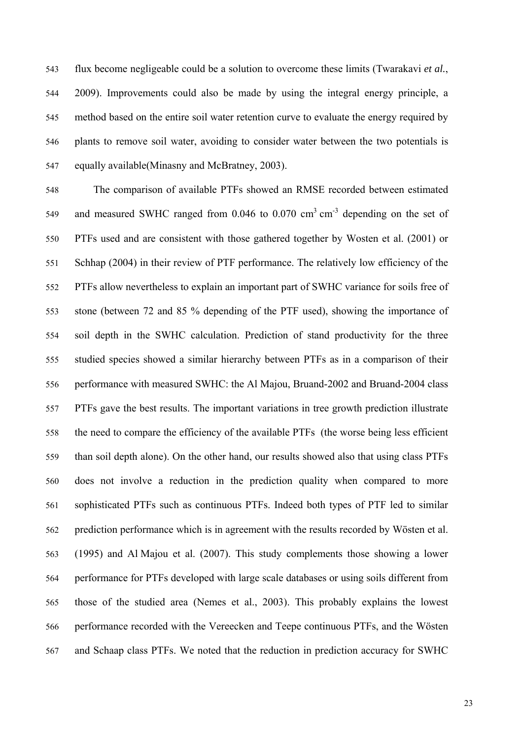flux become negligeable could be a solution to overcome these limits (Twarakavi *et al.*, 2009). Improvements could also be made by using the integral energy principle, a method based on the entire soil water retention curve to evaluate the energy required by plants to remove soil water, avoiding to consider water between the two potentials is equally available(Minasny and McBratney, 2003).

The comparison of available PTFs showed an RMSE recorded between estimated and measured SWHC ranged from 0.046 to 0.070 $cm^3\,cm^{-3}$ depending on the set of PTFs used and are consistent with those gathered together by Wosten et al. (2001) or Schhap (2004) in their review of PTF performance. The relatively low efficiency of the PTFs allow nevertheless to explain an important part of SWHC variance for soils free of stone (between 72 and 85 % depending of the PTF used), showing the importance of soil depth in the SWHC calculation. Prediction of stand productivity for the three studied species showed a similar hierarchy between PTFs as in a comparison of their performance with measured SWHC: the Al Majou, Bruand-2002 and Bruand-2004 class PTFs gave the best results. The important variations in tree growth prediction illustrate the need to compare the efficiency of the available PTFs (the worse being less efficient than soil depth alone). On the other hand, our results showed also that using class PTFs does not involve a reduction in the prediction quality when compared to more sophisticated PTFs such as continuous PTFs. Indeed both types of PTF led to similar prediction performance which is in agreement with the results recorded by Wösten et al. (1995) and Al Majou et al. (2007). This study complements those showing a lower performance for PTFs developed with large scale databases or using soils different from those of the studied area (Nemes et al., 2003). This probably explains the lowest performance recorded with the Vereecken and Teepe continuous PTFs, and the Wösten and Schaap class PTFs. We noted that the reduction in prediction accuracy for SWHC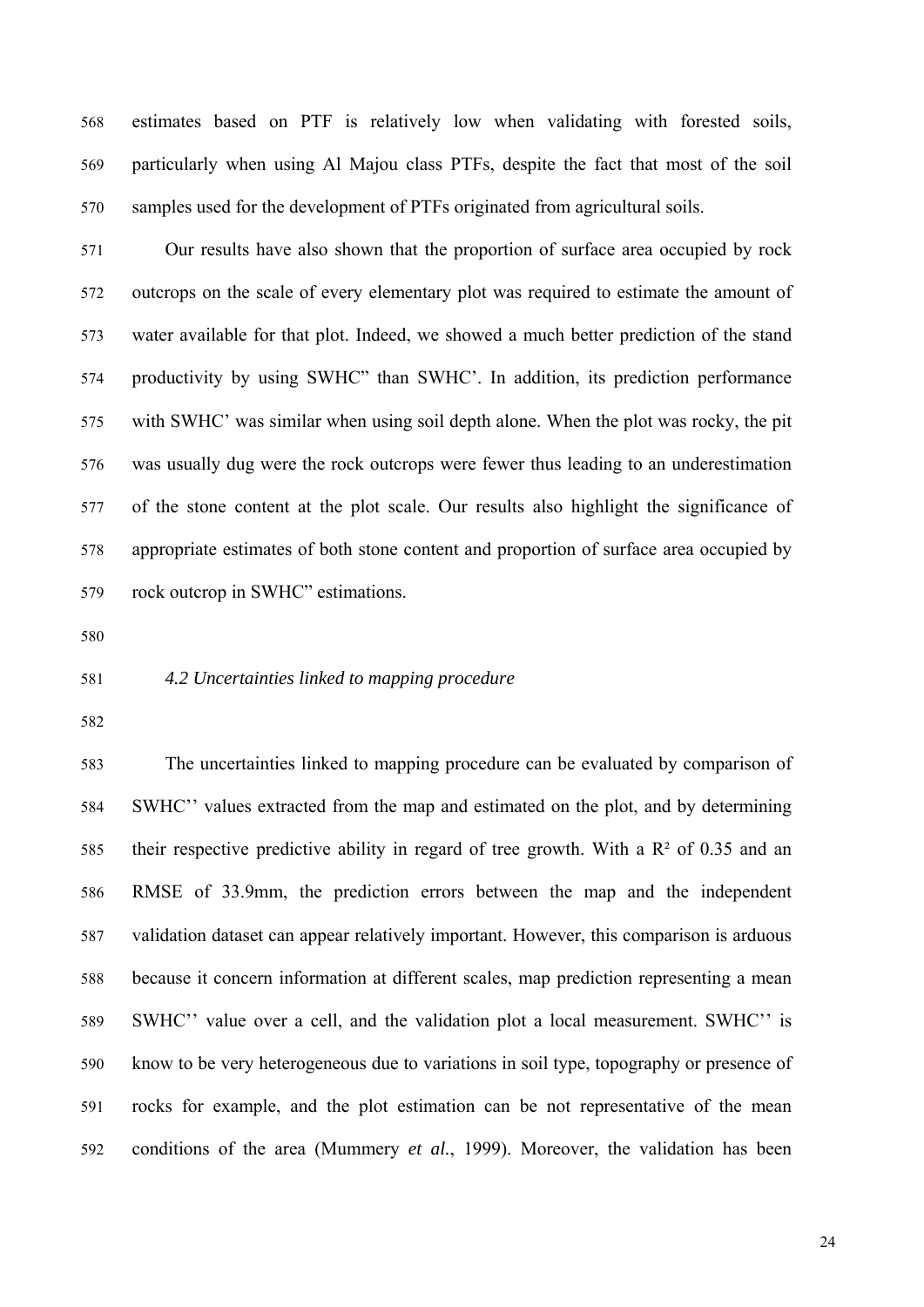estimates based on PTF is relatively low when validating with forested soils, particularly when using Al Majou class PTFs, despite the fact that most of the soil samples used for the development of PTFs originated from agricultural soils.

Our results have also shown that the proportion of surface area occupied by rock outcrops on the scale of every elementary plot was required to estimate the amount of water available for that plot. Indeed, we showed a much better prediction of the stand productivity by using SWHC" than SWHC'. In addition, its prediction performance with SWHC' was similar when using soil depth alone. When the plot was rocky, the pit was usually dug were the rock outcrops were fewer thus leading to an underestimation of the stone content at the plot scale. Our results also highlight the significance of appropriate estimates of both stone content and proportion of surface area occupied by rock outcrop in SWHC" estimations.

### *4.2 Uncertainties linked to mapping procedure*

The uncertainties linked to mapping procedure can be evaluated by comparison of SWHC'' values extracted from the map and estimated on the plot, and by determining their respective predictive ability in regard of tree growth. With a $R^2$ of 0.35 and an RMSE of 33.9mm, the prediction errors between the map and the independent validation dataset can appear relatively important. However, this comparison is arduous because it concern information at different scales, map prediction representing a mean SWHC'' value over a cell, and the validation plot a local measurement. SWHC'' is know to be very heterogeneous due to variations in soil type, topography or presence of rocks for example, and the plot estimation can be not representative of the mean conditions of the area (Mummery *et al.*, 1999). Moreover, the validation has been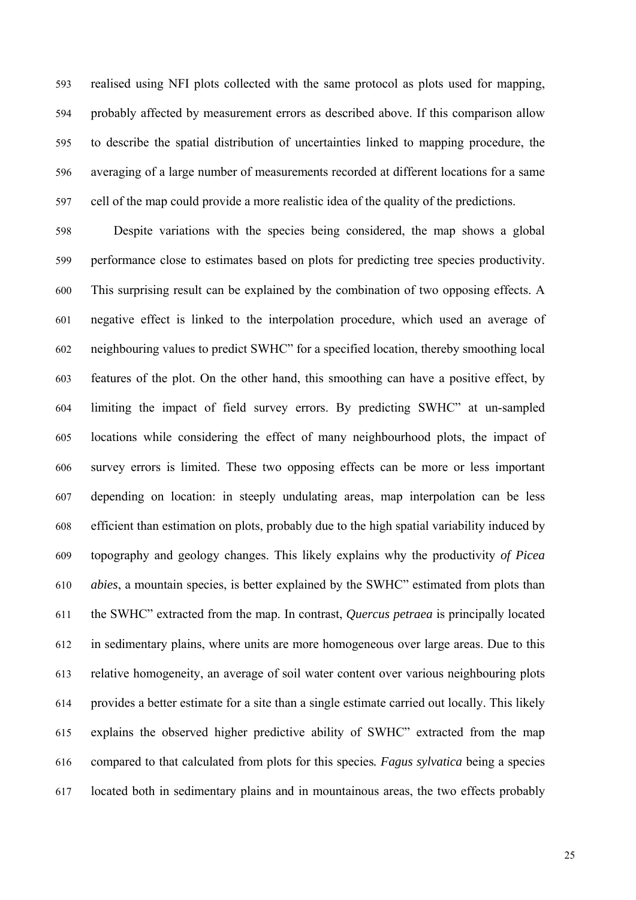realised using NFI plots collected with the same protocol as plots used for mapping, probably affected by measurement errors as described above. If this comparison allow to describe the spatial distribution of uncertainties linked to mapping procedure, the averaging of a large number of measurements recorded at different locations for a same cell of the map could provide a more realistic idea of the quality of the predictions.

Despite variations with the species being considered, the map shows a global performance close to estimates based on plots for predicting tree species productivity. This surprising result can be explained by the combination of two opposing effects. A negative effect is linked to the interpolation procedure, which used an average of neighbouring values to predict SWHC" for a specified location, thereby smoothing local features of the plot. On the other hand, this smoothing can have a positive effect, by limiting the impact of field survey errors. By predicting SWHC" at un-sampled locations while considering the effect of many neighbourhood plots, the impact of survey errors is limited. These two opposing effects can be more or less important depending on location: in steeply undulating areas, map interpolation can be less efficient than estimation on plots, probably due to the high spatial variability induced by topography and geology changes. This likely explains why the productivity *of Picea abies*, a mountain species, is better explained by the SWHC" estimated from plots than the SWHC" extracted from the map. In contrast, *Quercus petraea* is principally located in sedimentary plains, where units are more homogeneous over large areas. Due to this relative homogeneity, an average of soil water content over various neighbouring plots provides a better estimate for a site than a single estimate carried out locally. This likely explains the observed higher predictive ability of SWHC" extracted from the map compared to that calculated from plots for this species. *Fagus sylvatica* being a species located both in sedimentary plains and in mountainous areas, the two effects probably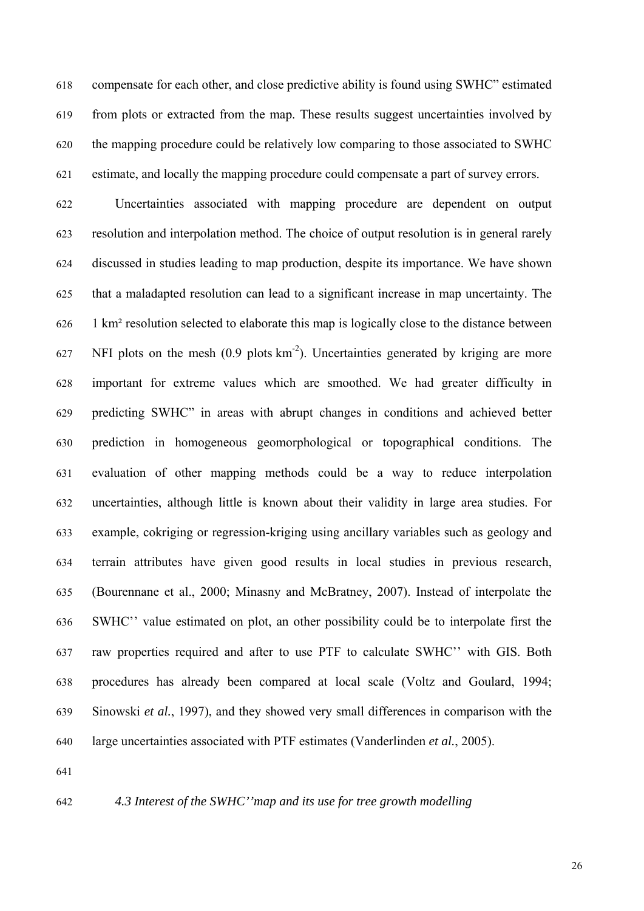compensate for each other, and close predictive ability is found using SWHC" estimated from plots or extracted from the map. These results suggest uncertainties involved by the mapping procedure could be relatively low comparing to those associated to SWHC estimate, and locally the mapping procedure could compensate a part of survey errors.

Uncertainties associated with mapping procedure are dependent on output resolution and interpolation method. The choice of output resolution is in general rarely discussed in studies leading to map production, despite its importance. We have shown that a maladapted resolution can lead to a significant increase in map uncertainty. The 1 km² resolution selected to elaborate this map is logically close to the distance between NFI plots on the mesh (0.9 plots $km^{-2}$). Uncertainties generated by kriging are more important for extreme values which are smoothed. We had greater difficulty in predicting SWHC" in areas with abrupt changes in conditions and achieved better prediction in homogeneous geomorphological or topographical conditions. The evaluation of other mapping methods could be a way to reduce interpolation uncertainties, although little is known about their validity in large area studies. For example, cokriging or regression-kriging using ancillary variables such as geology and terrain attributes have given good results in local studies in previous research, (Bourennane et al., 2000; Minasny and McBratney, 2007). Instead of interpolate the SWHC'' value estimated on plot, an other possibility could be to interpolate first the raw properties required and after to use PTF to calculate SWHC'' with GIS. Both procedures has already been compared at local scale (Voltz and Goulard, 1994; Sinowski *et al.*, 1997), and they showed very small differences in comparison with the large uncertainties associated with PTF estimates (Vanderlinden *et al.*, 2005).

### *4.3 Interest of the SWHC''map and its use for tree growth modelling*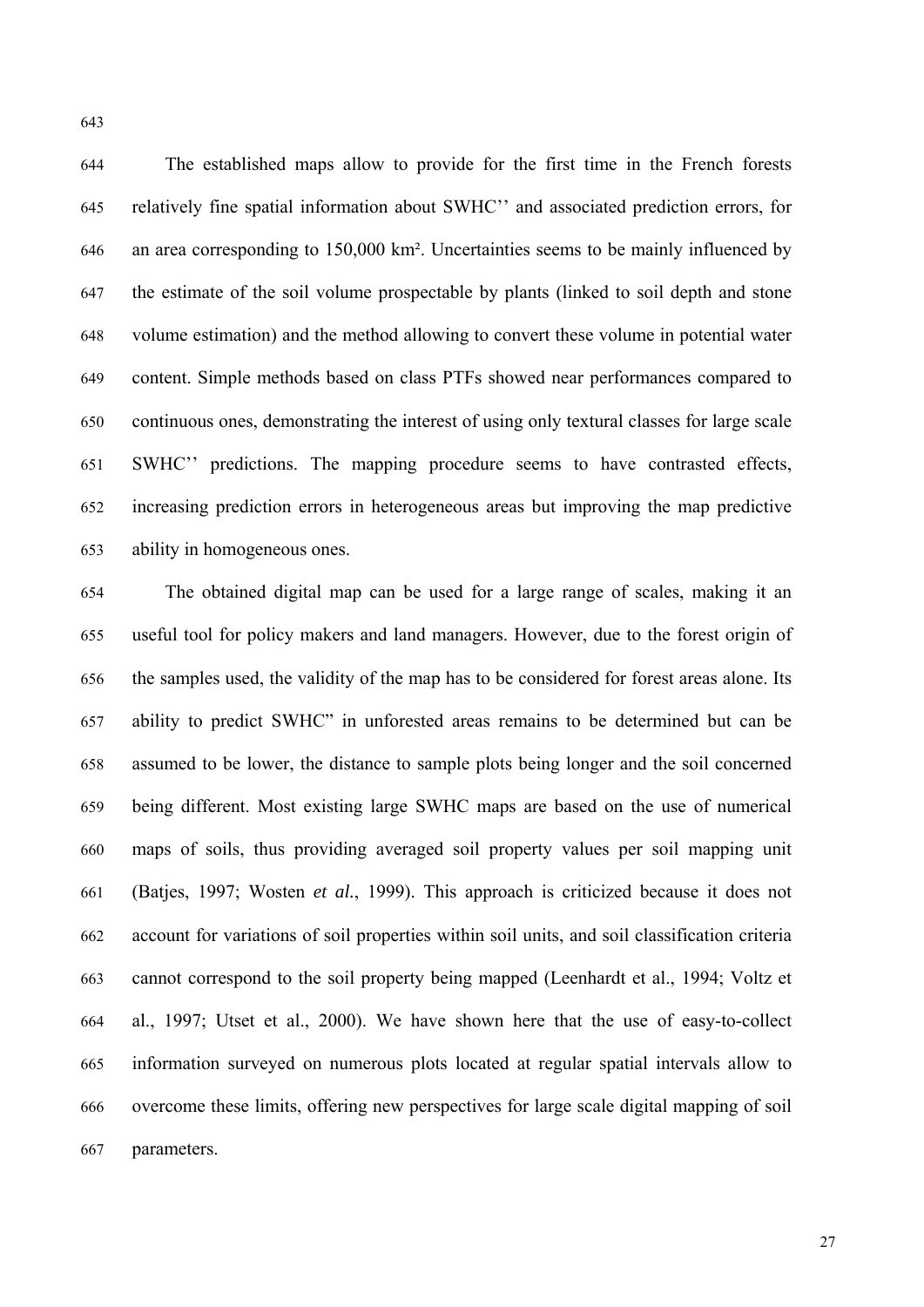The established maps allow to provide for the first time in the French forests relatively fine spatial information about SWHC'' and associated prediction errors, for an area corresponding to 150,000 km². Uncertainties seems to be mainly influenced by the estimate of the soil volume prospectable by plants (linked to soil depth and stone volume estimation) and the method allowing to convert these volume in potential water content. Simple methods based on class PTFs showed near performances compared to continuous ones, demonstrating the interest of using only textural classes for large scale SWHC'' predictions. The mapping procedure seems to have contrasted effects, increasing prediction errors in heterogeneous areas but improving the map predictive ability in homogeneous ones.

The obtained digital map can be used for a large range of scales, making it an useful tool for policy makers and land managers. However, due to the forest origin of the samples used, the validity of the map has to be considered for forest areas alone. Its ability to predict SWHC" in unforested areas remains to be determined but can be assumed to be lower, the distance to sample plots being longer and the soil concerned being different. Most existing large SWHC maps are based on the use of numerical maps of soils, thus providing averaged soil property values per soil mapping unit (Batjes, 1997; Wosten *et al.*, 1999). This approach is criticized because it does not account for variations of soil properties within soil units, and soil classification criteria cannot correspond to the soil property being mapped (Leenhardt et al., 1994; Voltz et al., 1997; Utset et al., 2000). We have shown here that the use of easy-to-collect information surveyed on numerous plots located at regular spatial intervals allow to overcome these limits, offering new perspectives for large scale digital mapping of soil parameters.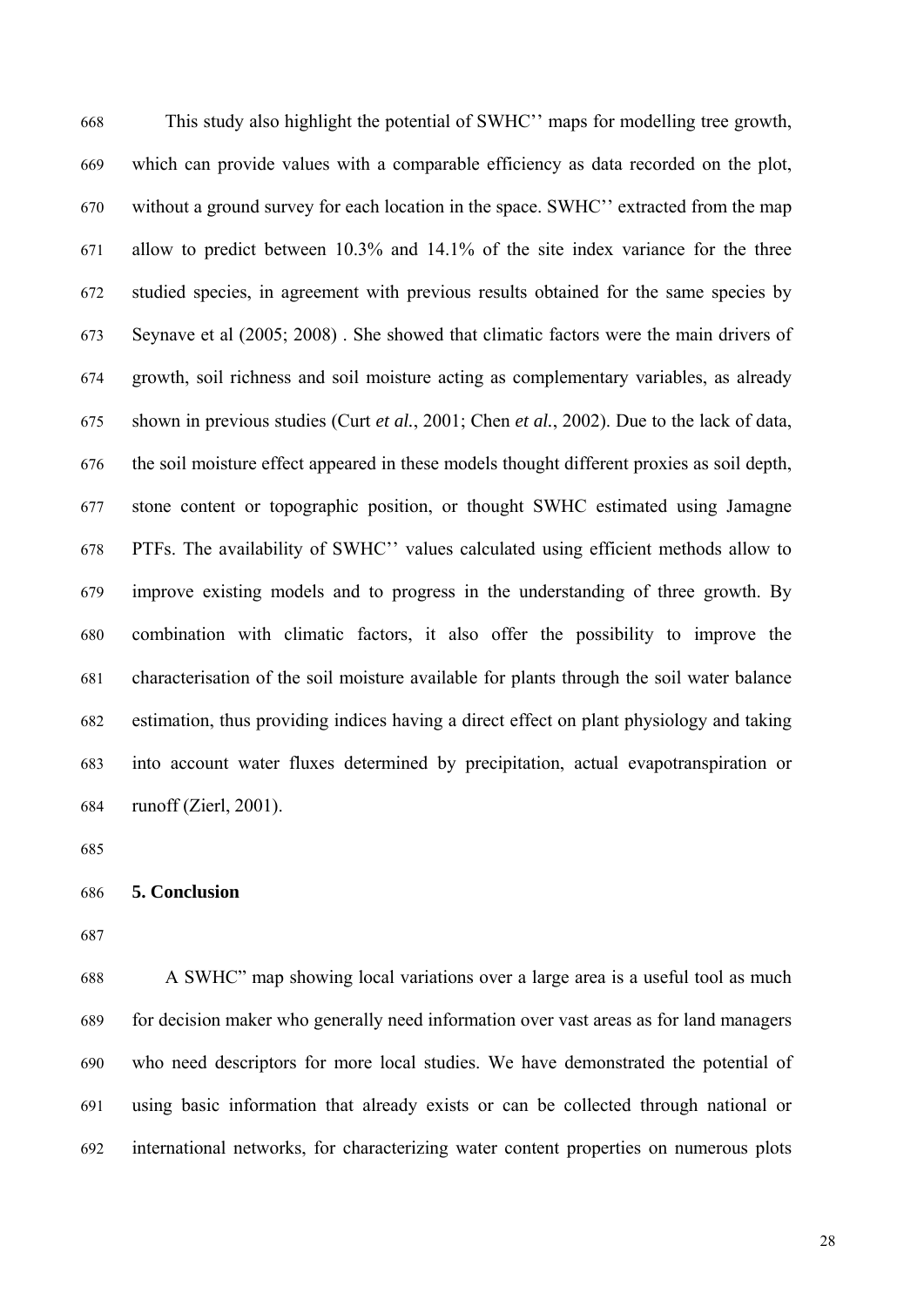This study also highlight the potential of SWHC'' maps for modelling tree growth, which can provide values with a comparable efficiency as data recorded on the plot, without a ground survey for each location in the space. SWHC'' extracted from the map allow to predict between 10.3% and 14.1% of the site index variance for the three studied species, in agreement with previous results obtained for the same species by Seynave et al (2005; 2008) . She showed that climatic factors were the main drivers of growth, soil richness and soil moisture acting as complementary variables, as already shown in previous studies (Curt *et al.*, 2001; Chen *et al.*, 2002). Due to the lack of data, the soil moisture effect appeared in these models thought different proxies as soil depth, stone content or topographic position, or thought SWHC estimated using Jamagne PTFs. The availability of SWHC'' values calculated using efficient methods allow to improve existing models and to progress in the understanding of three growth. By combination with climatic factors, it also offer the possibility to improve the characterisation of the soil moisture available for plants through the soil water balance estimation, thus providing indices having a direct effect on plant physiology and taking into account water fluxes determined by precipitation, actual evapotranspiration or runoff (Zierl, 2001).

## 5. Conclusion

A SWHC" map showing local variations over a large area is a useful tool as much for decision maker who generally need information over vast areas as for land managers who need descriptors for more local studies. We have demonstrated the potential of using basic information that already exists or can be collected through national or international networks, for characterizing water content properties on numerous plots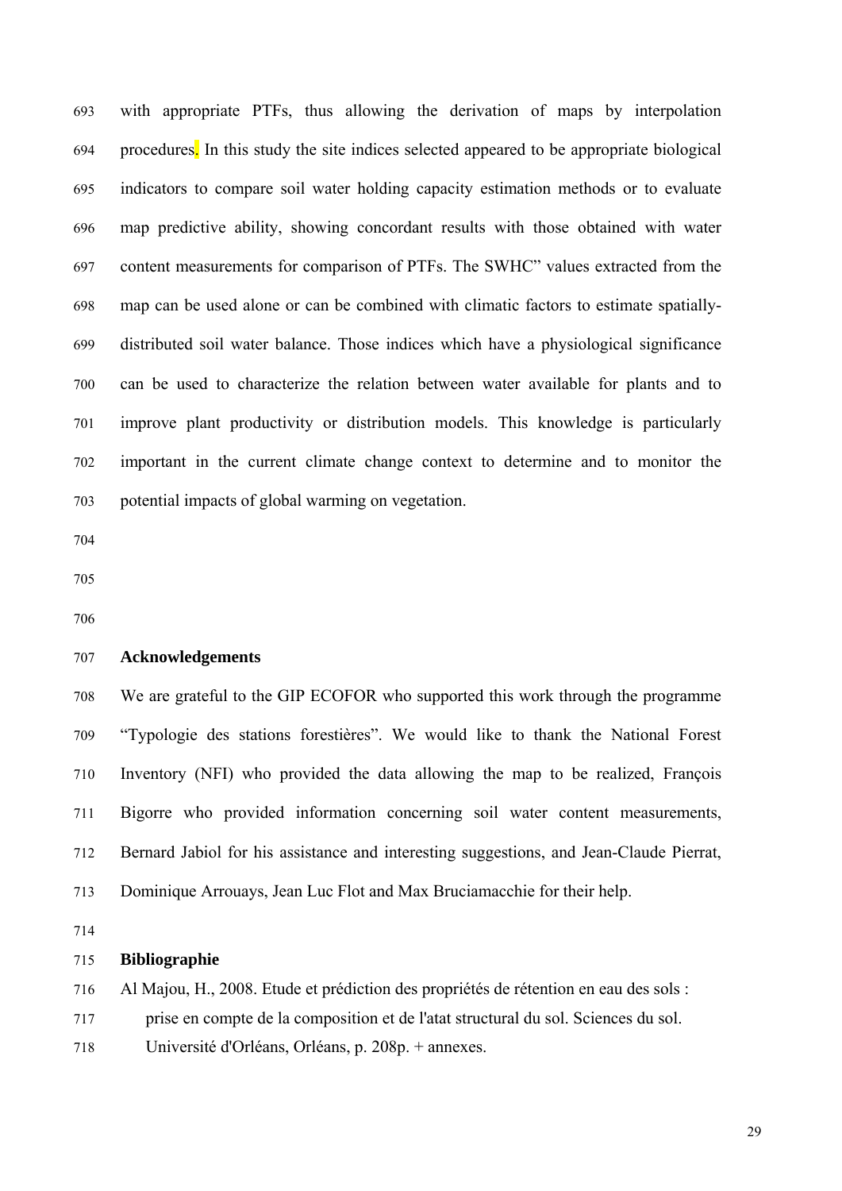with appropriate PTFs, thus allowing the derivation of maps by interpolation procedures. In this study the site indices selected appeared to be appropriate biological indicators to compare soil water holding capacity estimation methods or to evaluate map predictive ability, showing concordant results with those obtained with water content measurements for comparison of PTFs. The SWHC" values extracted from the map can be used alone or can be combined with climatic factors to estimate spatially-distributed soil water balance. Those indices which have a physiological significance can be used to characterize the relation between water available for plants and to improve plant productivity or distribution models. This knowledge is particularly important in the current climate change context to determine and to monitor the potential impacts of global warming on vegetation.

## Acknowledgements

We are grateful to the GIP ECOFOR who supported this work through the programme "Typologie des stations forestières". We would like to thank the National Forest Inventory (NFI) who provided the data allowing the map to be realized, François Bigorre who provided information concerning soil water content measurements, Bernard Jabiol for his assistance and interesting suggestions, and Jean-Claude Pierrat, Dominique Arrouays, Jean Luc Flot and Max Bruciamacchie for their help.

## Bibliographie

Al Majou, H., 2008. Etude et prédiction des propriétés de rétention en eau des sols : prise en compte de la composition et de l'atat structural du sol. Sciences du sol. Université d'Orléans, Orléans, p. 208p. + annexes.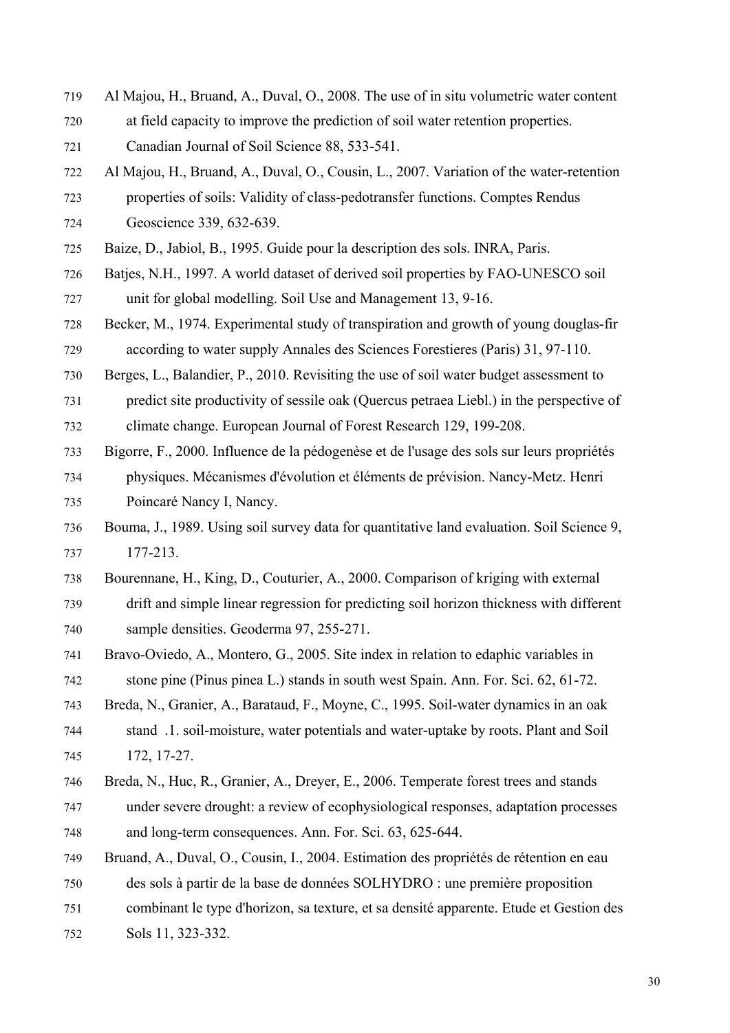Al Majou, H., Bruand, A., Duval, O., 2008. The use of in situ volumetric water content at field capacity to improve the prediction of soil water retention properties. Canadian Journal of Soil Science 88, 533-541.

Al Majou, H., Bruand, A., Duval, O., Cousin, L., 2007. Variation of the water-retention properties of soils: Validity of class-pedotransfer functions. Comptes Rendus Geoscience 339, 632-639.

Baize, D., Jabiol, B., 1995. Guide pour la description des sols. INRA, Paris.

Batjes, N.H., 1997. A world dataset of derived soil properties by FAO-UNESCO soil unit for global modelling. Soil Use and Management 13, 9-16.

Becker, M., 1974. Experimental study of transpiration and growth of young douglas-fir according to water supply Annales des Sciences Forestieres (Paris) 31, 97-110.

Berges, L., Balandier, P., 2010. Revisiting the use of soil water budget assessment to predict site productivity of sessile oak (Quercus petraea Liebl.) in the perspective of climate change. European Journal of Forest Research 129, 199-208.

Bigorre, F., 2000. Influence de la pédogenèse et de l'usage des sols sur leurs propriétés physiques. Mécanismes d'évolution et éléments de prévision. Nancy-Metz. Henri Poincaré Nancy I, Nancy.

Bouma, J., 1989. Using soil survey data for quantitative land evaluation. Soil Science 9, 177-213.

Bourennane, H., King, D., Couturier, A., 2000. Comparison of kriging with external drift and simple linear regression for predicting soil horizon thickness with different sample densities. Geoderma 97, 255-271.

Bravo-Oviedo, A., Montero, G., 2005. Site index in relation to edaphic variables in stone pine (Pinus pinea L.) stands in south west Spain. Ann. For. Sci. 62, 61-72.

Breda, N., Granier, A., Barataud, F., Moyne, C., 1995. Soil-water dynamics in an oak stand .1. soil-moisture, water potentials and water-uptake by roots. Plant and Soil 172, 17-27.

Breda, N., Huc, R., Granier, A., Dreyer, E., 2006. Temperate forest trees and stands under severe drought: a review of ecophysiological responses, adaptation processes and long-term consequences. Ann. For. Sci. 63, 625-644.

Bruand, A., Duval, O., Cousin, I., 2004. Estimation des propriétés de rétention en eau des sols à partir de la base de données SOLHYDRO : une première proposition combinant le type d'horizon, sa texture, et sa densité apparente. Etude et Gestion des Sols 11, 323-332.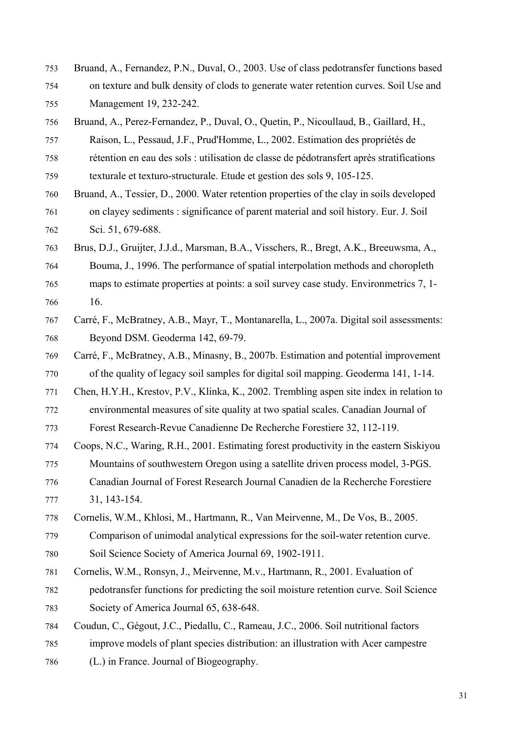Bruand, A., Fernandez, P.N., Duval, O., 2003. Use of class pedotransfer functions based on texture and bulk density of clods to generate water retention curves. Soil Use and Management 19, 232-242.

Bruand, A., Perez-Fernandez, P., Duval, O., Quetin, P., Nicoullaud, B., Gaillard, H., Raison, L., Pessaud, J.F., Prud'Homme, L., 2002. Estimation des propriétés de rétention en eau des sols : utilisation de classe de pédotransfert après stratifications texturale et texturo-structurale. Etude et gestion des sols 9, 105-125.

Bruand, A., Tessier, D., 2000. Water retention properties of the clay in soils developed on clayey sediments : significance of parent material and soil history. Eur. J. Soil Sci. 51, 679-688.

Brus, D.J., Gruijter, J.J.d., Marsman, B.A., Visschers, R., Bregt, A.K., Breeuwsma, A., Bouma, J., 1996. The performance of spatial interpolation methods and choropleth maps to estimate properties at points: a soil survey case study. Environmetrics 7, 1-16.

Carré, F., McBratney, A.B., Mayr, T., Montanarella, L., 2007a. Digital soil assessments: Beyond DSM. Geoderma 142, 69-79.

Carré, F., McBratney, A.B., Minasny, B., 2007b. Estimation and potential improvement of the quality of legacy soil samples for digital soil mapping. Geoderma 141, 1-14.

Chen, H.Y.H., Krestov, P.V., Klinka, K., 2002. Trembling aspen site index in relation to environmental measures of site quality at two spatial scales. Canadian Journal of Forest Research-Revue Canadienne De Recherche Forestiere 32, 112-119.

Coops, N.C., Waring, R.H., 2001. Estimating forest productivity in the eastern Siskiyou Mountains of southwestern Oregon using a satellite driven process model, 3-PGS. Canadian Journal of Forest Research Journal Canadien de la Recherche Forestiere 31, 143-154.

Cornelis, W.M., Khlosi, M., Hartmann, R., Van Meirvenne, M., De Vos, B., 2005. Comparison of unimodal analytical expressions for the soil-water retention curve. Soil Science Society of America Journal 69, 1902-1911.

Cornelis, W.M., Ronsyn, J., Meirvenne, M.v., Hartmann, R., 2001. Evaluation of pedotransfer functions for predicting the soil moisture retention curve. Soil Science Society of America Journal 65, 638-648.

Coudun, C., Gégout, J.C., Piedallu, C., Rameau, J.C., 2006. Soil nutritional factors improve models of plant species distribution: an illustration with Acer campestre (L.) in France. Journal of Biogeography.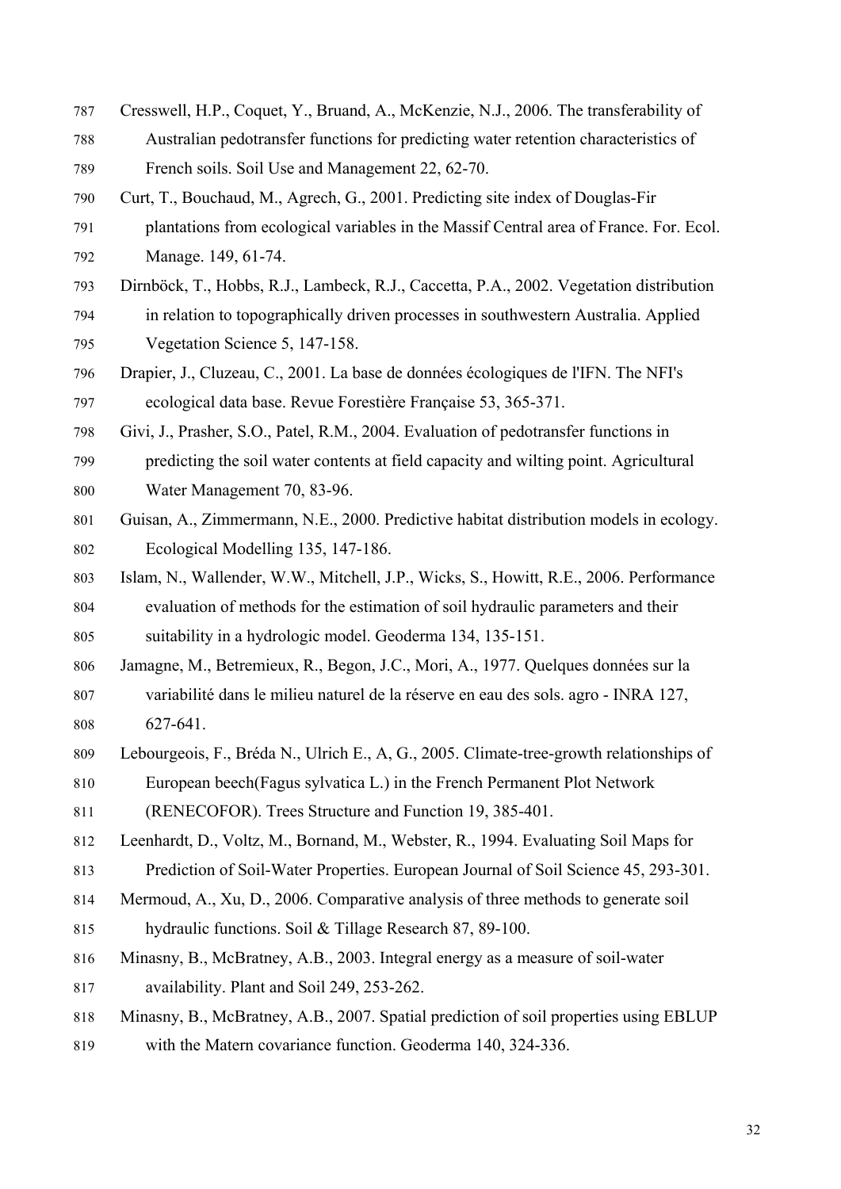Cresswell, H.P., Coquet, Y., Bruand, A., McKenzie, N.J., 2006. The transferability of Australian pedotransfer functions for predicting water retention characteristics of French soils. Soil Use and Management 22, 62-70.

Curt, T., Bouchaud, M., Agrech, G., 2001. Predicting site index of Douglas-Fir plantations from ecological variables in the Massif Central area of France. For. Ecol. Manage. 149, 61-74.

Dirnböck, T., Hobbs, R.J., Lambeck, R.J., Caccetta, P.A., 2002. Vegetation distribution in relation to topographically driven processes in southwestern Australia. Applied Vegetation Science 5, 147-158.

Drapier, J., Cluzeau, C., 2001. La base de données écologiques de l'IFN. The NFI's ecological data base. Revue Forestière Française 53, 365-371.

Givi, J., Prasher, S.O., Patel, R.M., 2004. Evaluation of pedotransfer functions in predicting the soil water contents at field capacity and wilting point. Agricultural Water Management 70, 83-96.

Guisan, A., Zimmermann, N.E., 2000. Predictive habitat distribution models in ecology. Ecological Modelling 135, 147-186.

Islam, N., Wallender, W.W., Mitchell, J.P., Wicks, S., Howitt, R.E., 2006. Performance evaluation of methods for the estimation of soil hydraulic parameters and their suitability in a hydrologic model. Geoderma 134, 135-151.

Jamagne, M., Betremieux, R., Begon, J.C., Mori, A., 1977. Quelques données sur la variabilité dans le milieu naturel de la réserve en eau des sols. agro - INRA 127, 627-641.

Lebourgeois, F., Bréda N., Ulrich E., A, G., 2005. Climate-tree-growth relationships of European beech(Fagus sylvatica L.) in the French Permanent Plot Network (RENECOFOR). Trees Structure and Function 19, 385-401.

Leenhardt, D., Voltz, M., Bornand, M., Webster, R., 1994. Evaluating Soil Maps for Prediction of Soil-Water Properties. European Journal of Soil Science 45, 293-301.

Mermoud, A., Xu, D., 2006. Comparative analysis of three methods to generate soil hydraulic functions. Soil & Tillage Research 87, 89-100.

Minasny, B., McBratney, A.B., 2003. Integral energy as a measure of soil-water availability. Plant and Soil 249, 253-262.

Minasny, B., McBratney, A.B., 2007. Spatial prediction of soil properties using EBLUP with the Matern covariance function. Geoderma 140, 324-336.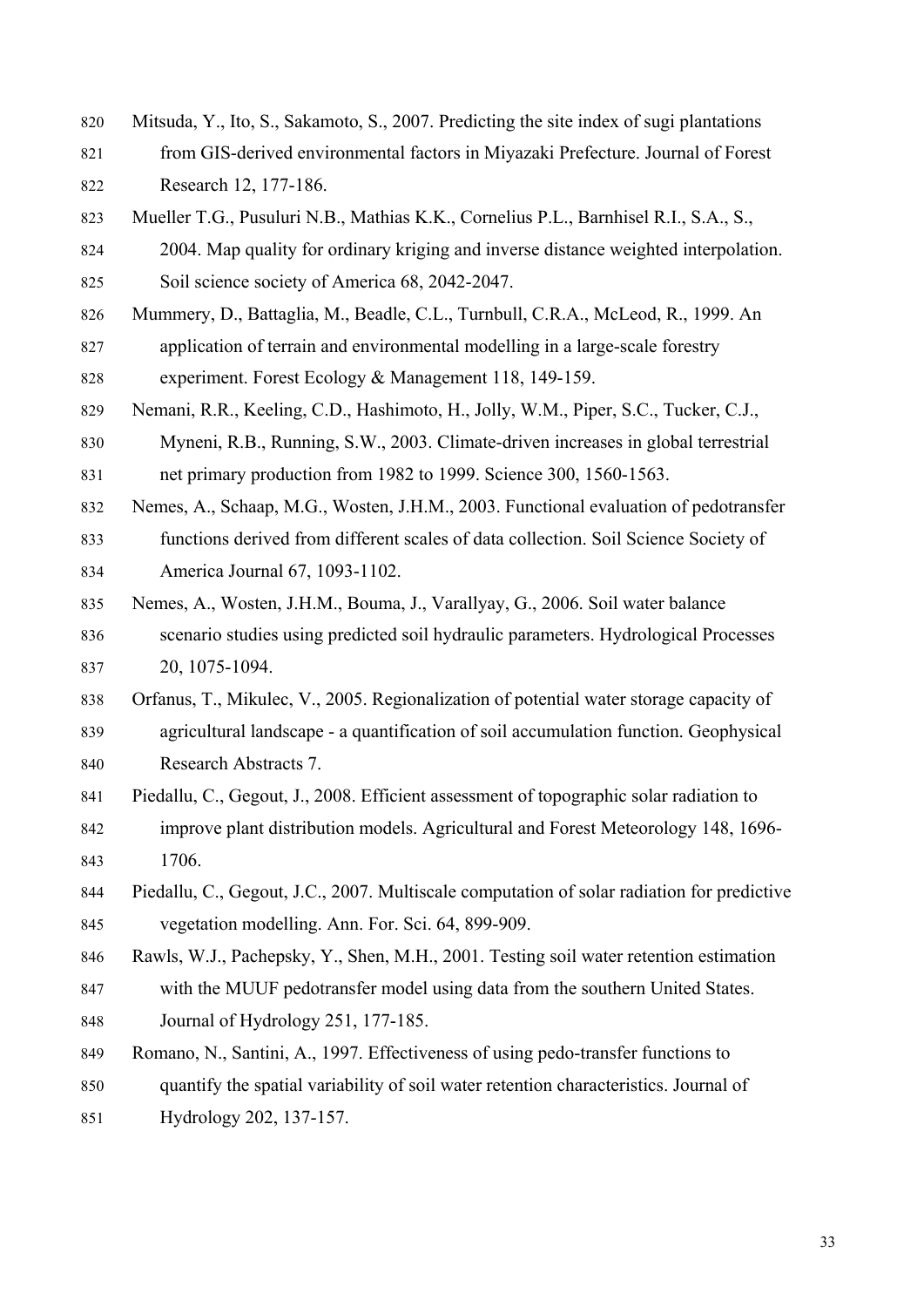Mitsuda, Y., Ito, S., Sakamoto, S., 2007. Predicting the site index of sugi plantations from GIS-derived environmental factors in Miyazaki Prefecture. Journal of Forest Research 12, 177-186.

Mueller T.G., Pusuluri N.B., Mathias K.K., Cornelius P.L., Barnhisel R.I., S.A., S., 2004. Map quality for ordinary kriging and inverse distance weighted interpolation. Soil science society of America 68, 2042-2047.

Mummery, D., Battaglia, M., Beadle, C.L., Turnbull, C.R.A., McLeod, R., 1999. An application of terrain and environmental modelling in a large-scale forestry experiment. Forest Ecology & Management 118, 149-159.

Nemani, R.R., Keeling, C.D., Hashimoto, H., Jolly, W.M., Piper, S.C., Tucker, C.J., Myneni, R.B., Running, S.W., 2003. Climate-driven increases in global terrestrial net primary production from 1982 to 1999. Science 300, 1560-1563.

Nemes, A., Schaap, M.G., Wosten, J.H.M., 2003. Functional evaluation of pedotransfer functions derived from different scales of data collection. Soil Science Society of America Journal 67, 1093-1102.

Nemes, A., Wosten, J.H.M., Bouma, J., Varallyay, G., 2006. Soil water balance scenario studies using predicted soil hydraulic parameters. Hydrological Processes 20, 1075-1094.

Orfanus, T., Mikulec, V., 2005. Regionalization of potential water storage capacity of agricultural landscape - a quantification of soil accumulation function. Geophysical Research Abstracts 7.

Piedallu, C., Gegout, J., 2008. Efficient assessment of topographic solar radiation to improve plant distribution models. Agricultural and Forest Meteorology 148, 1696-1706.

Piedallu, C., Gegout, J.C., 2007. Multiscale computation of solar radiation for predictive vegetation modelling. Ann. For. Sci. 64, 899-909.

Rawls, W.J., Pachepsky, Y., Shen, M.H., 2001. Testing soil water retention estimation with the MUUF pedotransfer model using data from the southern United States. Journal of Hydrology 251, 177-185.

Romano, N., Santini, A., 1997. Effectiveness of using pedo-transfer functions to quantify the spatial variability of soil water retention characteristics. Journal of Hydrology 202, 137-157.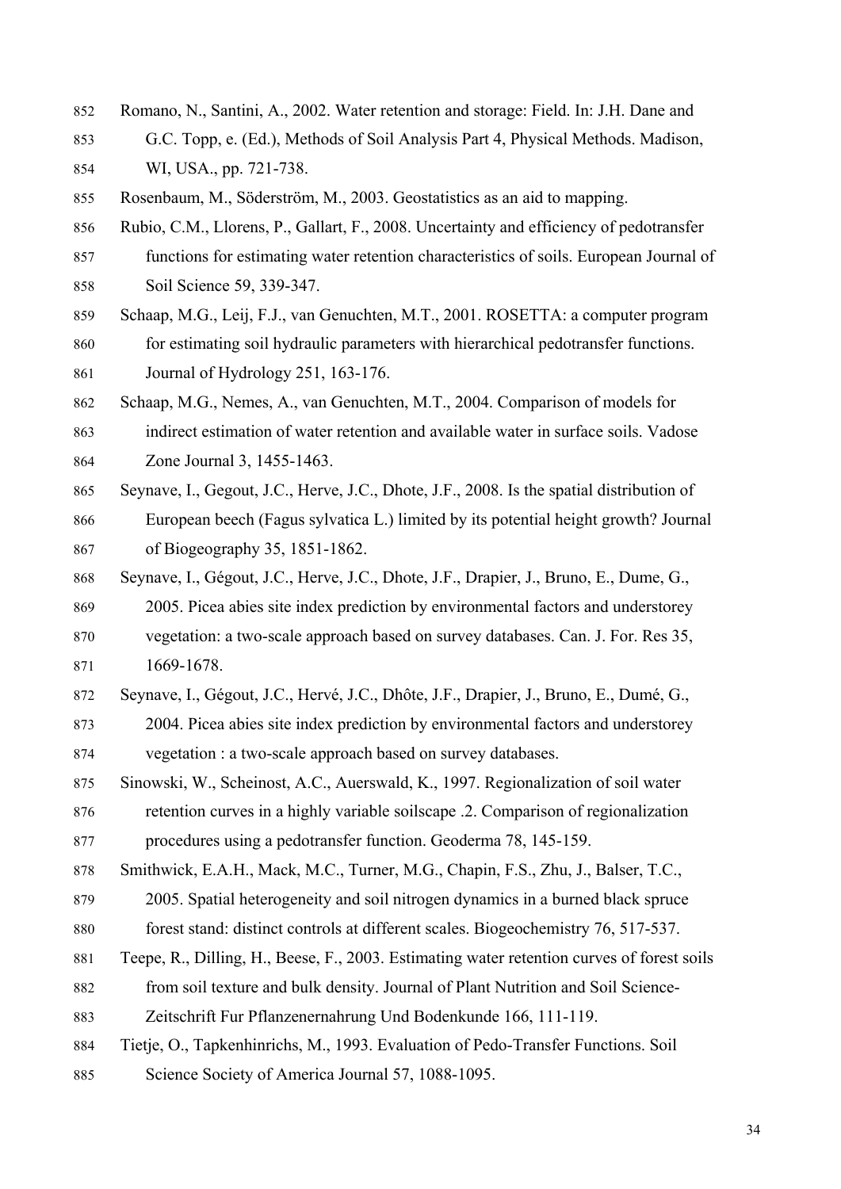Romano, N., Santini, A., 2002. Water retention and storage: Field. In: J.H. Dane and G.C. Topp, e. (Ed.), Methods of Soil Analysis Part 4, Physical Methods. Madison, WI, USA., pp. 721-738.

Rosenbaum, M., Söderström, M., 2003. Geostatistics as an aid to mapping.

Rubio, C.M., Llorens, P., Gallart, F., 2008. Uncertainty and efficiency of pedotransfer functions for estimating water retention characteristics of soils. European Journal of Soil Science 59, 339-347.

Schaap, M.G., Leij, F.J., van Genuchten, M.T., 2001. ROSETTA: a computer program for estimating soil hydraulic parameters with hierarchical pedotransfer functions. Journal of Hydrology 251, 163-176.

Schaap, M.G., Nemes, A., van Genuchten, M.T., 2004. Comparison of models for indirect estimation of water retention and available water in surface soils. Vadose Zone Journal 3, 1455-1463.

Seynave, I., Gegout, J.C., Herve, J.C., Dhote, J.F., 2008. Is the spatial distribution of European beech (Fagus sylvatica L.) limited by its potential height growth? Journal of Biogeography 35, 1851-1862.

Seynave, I., Gégout, J.C., Herve, J.C., Dhote, J.F., Drapier, J., Bruno, E., Dume, G., 2005. Picea abies site index prediction by environmental factors and understorey vegetation: a two-scale approach based on survey databases. Can. J. For. Res 35, 1669-1678.

Seynave, I., Gégout, J.C., Hervé, J.C., Dhôte, J.F., Drapier, J., Bruno, E., Dumé, G., 2004. Picea abies site index prediction by environmental factors and understorey vegetation : a two-scale approach based on survey databases.

Sinowski, W., Scheinost, A.C., Auerswald, K., 1997. Regionalization of soil water retention curves in a highly variable soilscape .2. Comparison of regionalization procedures using a pedotransfer function. Geoderma 78, 145-159.

Smithwick, E.A.H., Mack, M.C., Turner, M.G., Chapin, F.S., Zhu, J., Balser, T.C., 2005. Spatial heterogeneity and soil nitrogen dynamics in a burned black spruce forest stand: distinct controls at different scales. Biogeochemistry 76, 517-537.

Teepe, R., Dilling, H., Beese, F., 2003. Estimating water retention curves of forest soils from soil texture and bulk density. Journal of Plant Nutrition and Soil Science-Zeitschrift Fur Pflanzenernahrung Und Bodenkunde 166, 111-119.

Tietje, O., Tapkenhinrichs, M., 1993. Evaluation of Pedo-Transfer Functions. Soil Science Society of America Journal 57, 1088-1095.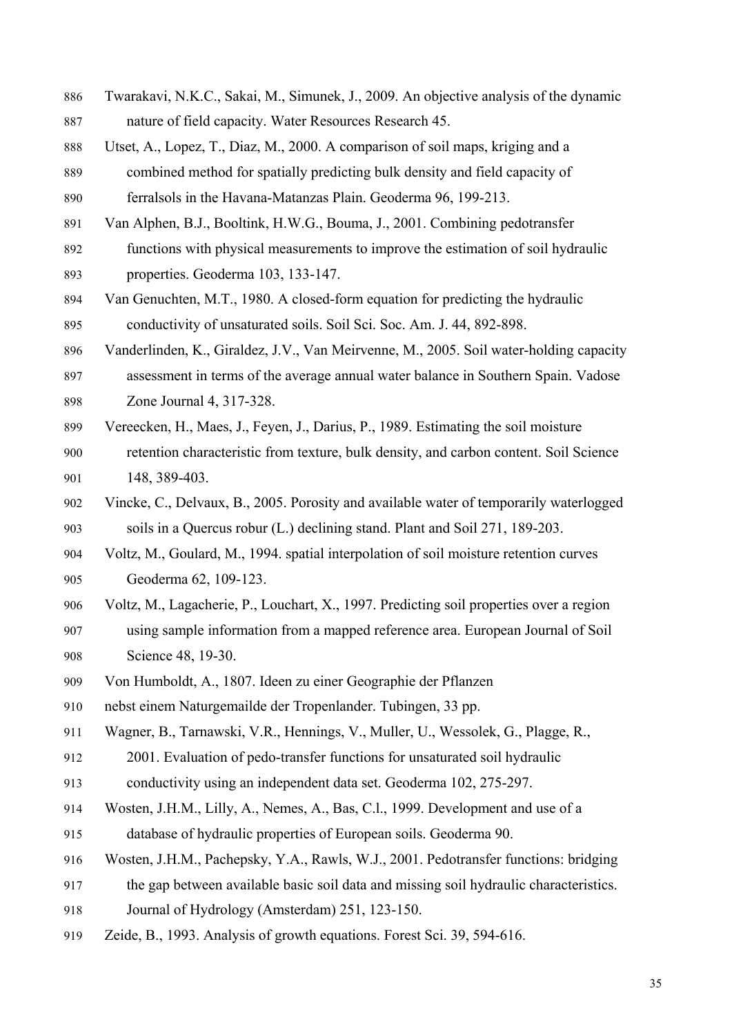Twarakavi, N.K.C., Sakai, M., Simunek, J., 2009. An objective analysis of the dynamic nature of field capacity. Water Resources Research 45.

Utset, A., Lopez, T., Diaz, M., 2000. A comparison of soil maps, kriging and a combined method for spatially predicting bulk density and field capacity of ferralsols in the Havana-Matanzas Plain. Geoderma 96, 199-213.

Van Alphen, B.J., Booltink, H.W.G., Bouma, J., 2001. Combining pedotransfer functions with physical measurements to improve the estimation of soil hydraulic properties. Geoderma 103, 133-147.

Van Genuchten, M.T., 1980. A closed-form equation for predicting the hydraulic conductivity of unsaturated soils. Soil Sci. Soc. Am. J. 44, 892-898.

Vanderlinden, K., Giraldez, J.V., Van Meirvenne, M., 2005. Soil water-holding capacity assessment in terms of the average annual water balance in Southern Spain. Vadose Zone Journal 4, 317-328.

Vereecken, H., Maes, J., Feyen, J., Darius, P., 1989. Estimating the soil moisture retention characteristic from texture, bulk density, and carbon content. Soil Science 148, 389-403.

Vincke, C., Delvaux, B., 2005. Porosity and available water of temporarily waterlogged soils in a Quercus robur (L.) declining stand. Plant and Soil 271, 189-203.

Voltz, M., Goulard, M., 1994. spatial interpolation of soil moisture retention curves Geoderma 62, 109-123.

Voltz, M., Lagacherie, P., Louchart, X., 1997. Predicting soil properties over a region using sample information from a mapped reference area. European Journal of Soil Science 48, 19-30.

Von Humboldt, A., 1807. Ideen zu einer Geographie der Pflanzen nebst einem Naturgemailde der Tropenlander. Tubingen, 33 pp.

Wagner, B., Tarnawski, V.R., Hennings, V., Muller, U., Wessolek, G., Plagge, R., 2001. Evaluation of pedo-transfer functions for unsaturated soil hydraulic conductivity using an independent data set. Geoderma 102, 275-297.

Wosten, J.H.M., Lilly, A., Nemes, A., Bas, C.l., 1999. Development and use of a database of hydraulic properties of European soils. Geoderma 90.

Wosten, J.H.M., Pachepsky, Y.A., Rawls, W.J., 2001. Pedotransfer functions: bridging the gap between available basic soil data and missing soil hydraulic characteristics. Journal of Hydrology (Amsterdam) 251, 123-150.

Zeide, B., 1993. Analysis of growth equations. Forest Sci. 39, 594-616.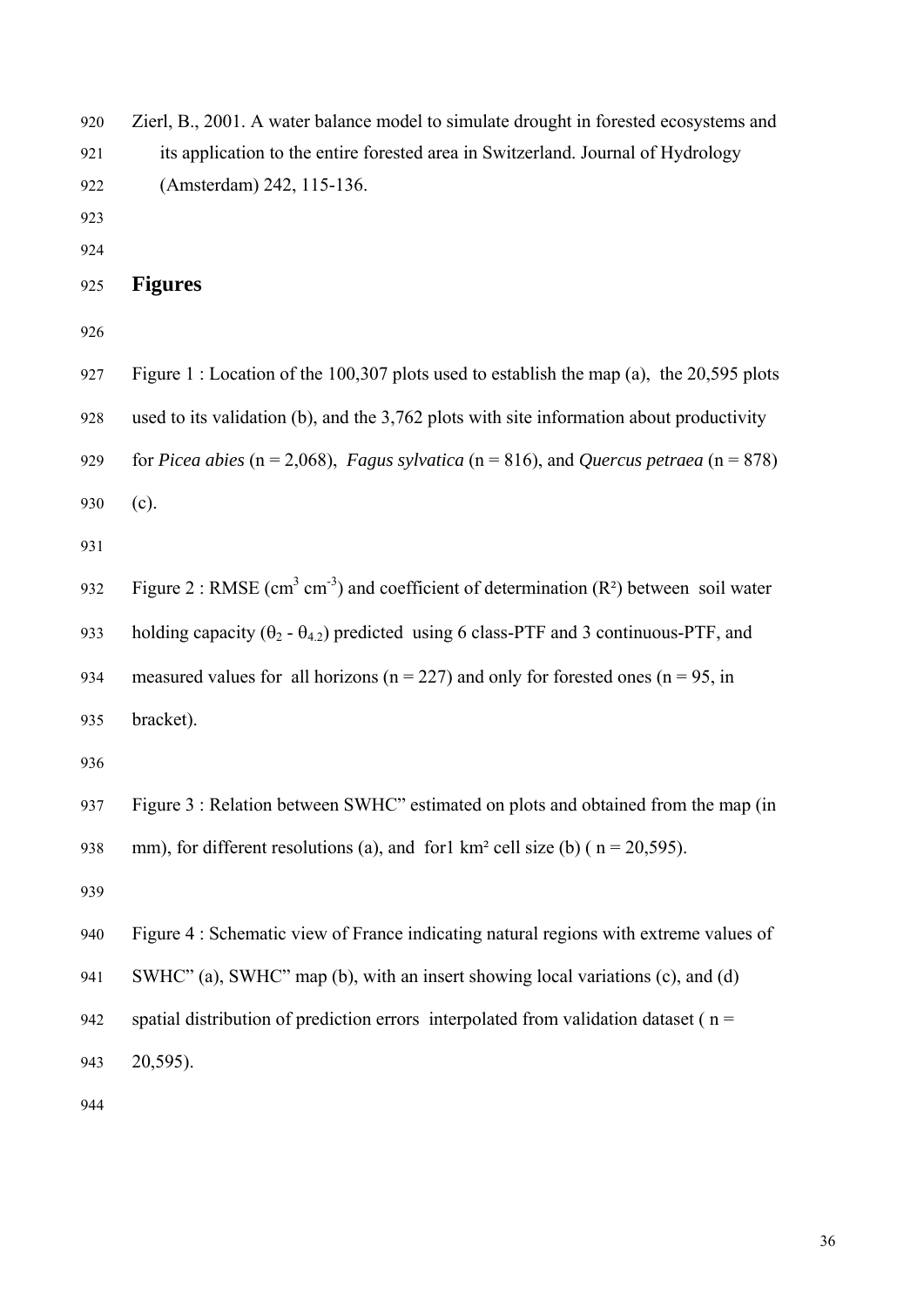Zierl, B., 2001. A water balance model to simulate drought in forested ecosystems and its application to the entire forested area in Switzerland. Journal of Hydrology (Amsterdam) 242, 115-136.

## Figures

Figure 1 : Location of the 100,307 plots used to establish the map (a), the 20,595 plots used to its validation (b), and the 3,762 plots with site information about productivity for *Picea abies* (n = 2,068), *Fagus sylvatica* (n = 816), and *Quercus petraea* (n = 878) (c).

Figure 2 : RMSE ($cm^3 cm^{-3}$) and coefficient of determination ($R^2$) between soil water holding capacity ($\theta_2$ - $\theta_{4.2}$) predicted using 6 class-PTF and 3 continuous-PTF, and measured values for all horizons (n = 227) and only for forested ones (n = 95, in bracket).

Figure 3 : Relation between SWHC" estimated on plots and obtained from the map (in mm), for different resolutions (a), and for1 km² cell size (b) ( n = 20,595).

Figure 4 : Schematic view of France indicating natural regions with extreme values of SWHC" (a), SWHC" map (b), with an insert showing local variations (c), and (d) spatial distribution of prediction errors interpolated from validation dataset ( n = 20,595).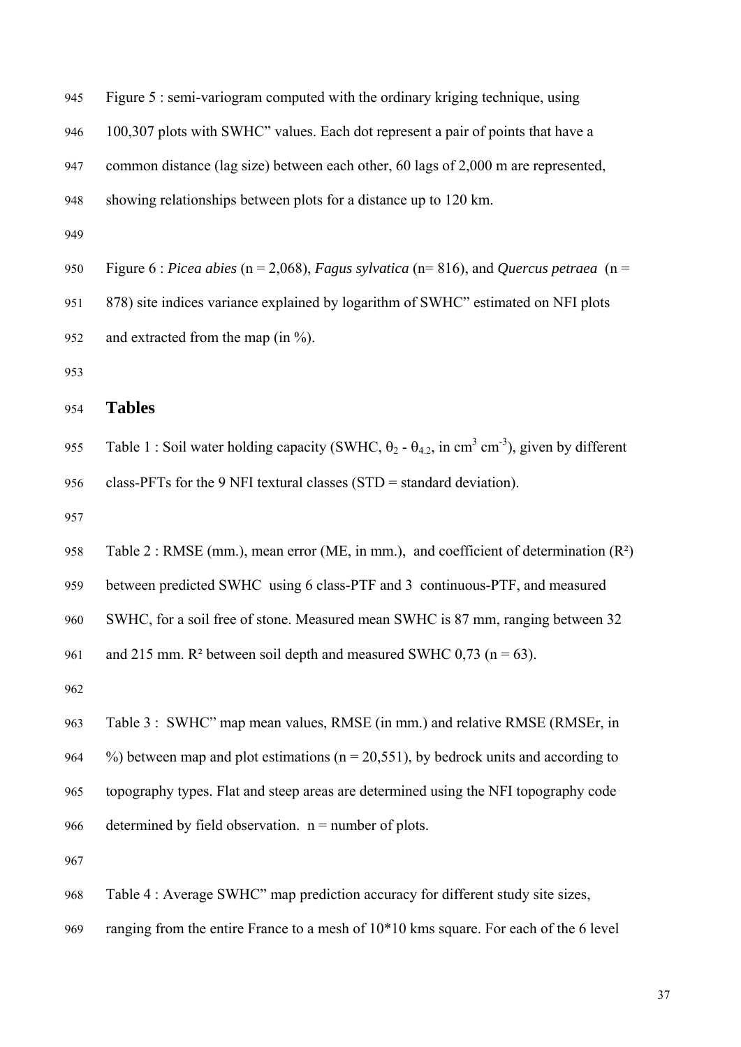Figure 5 : semi-variogram computed with the ordinary kriging technique, using 100,307 plots with SWHC" values. Each dot represent a pair of points that have a common distance (lag size) between each other, 60 lags of 2,000 m are represented, showing relationships between plots for a distance up to 120 km.

Figure 6 : *Picea abies* (n = 2,068), *Fagus sylvatica* (n= 816), and *Quercus petraea* (n = 878) site indices variance explained by logarithm of SWHC" estimated on NFI plots and extracted from the map (in %).

## Tables

Table 1 : Soil water holding capacity (SWHC, $\theta_2$ - $\theta_{4.2}$, in $cm^3\ cm^{-3}$), given by different class-PFTs for the 9 NFI textural classes (STD = standard deviation).

Table 2 : RMSE (mm.), mean error (ME, in mm.), and coefficient of determination ($R^2$) between predicted SWHC using 6 class-PTF and 3 continuous-PTF, and measured SWHC, for a soil free of stone. Measured mean SWHC is 87 mm, ranging between 32 and 215 mm. $R^2$ between soil depth and measured SWHC 0,73 (n = 63).

Table 3 : SWHC" map mean values, RMSE (in mm.) and relative RMSE (RMSEr, in %) between map and plot estimations (n = 20,551), by bedrock units and according to topography types. Flat and steep areas are determined using the NFI topography code determined by field observation. n = number of plots.

Table 4 : Average SWHC" map prediction accuracy for different study site sizes, ranging from the entire France to a mesh of 10*10 kms square. For each of the 6 level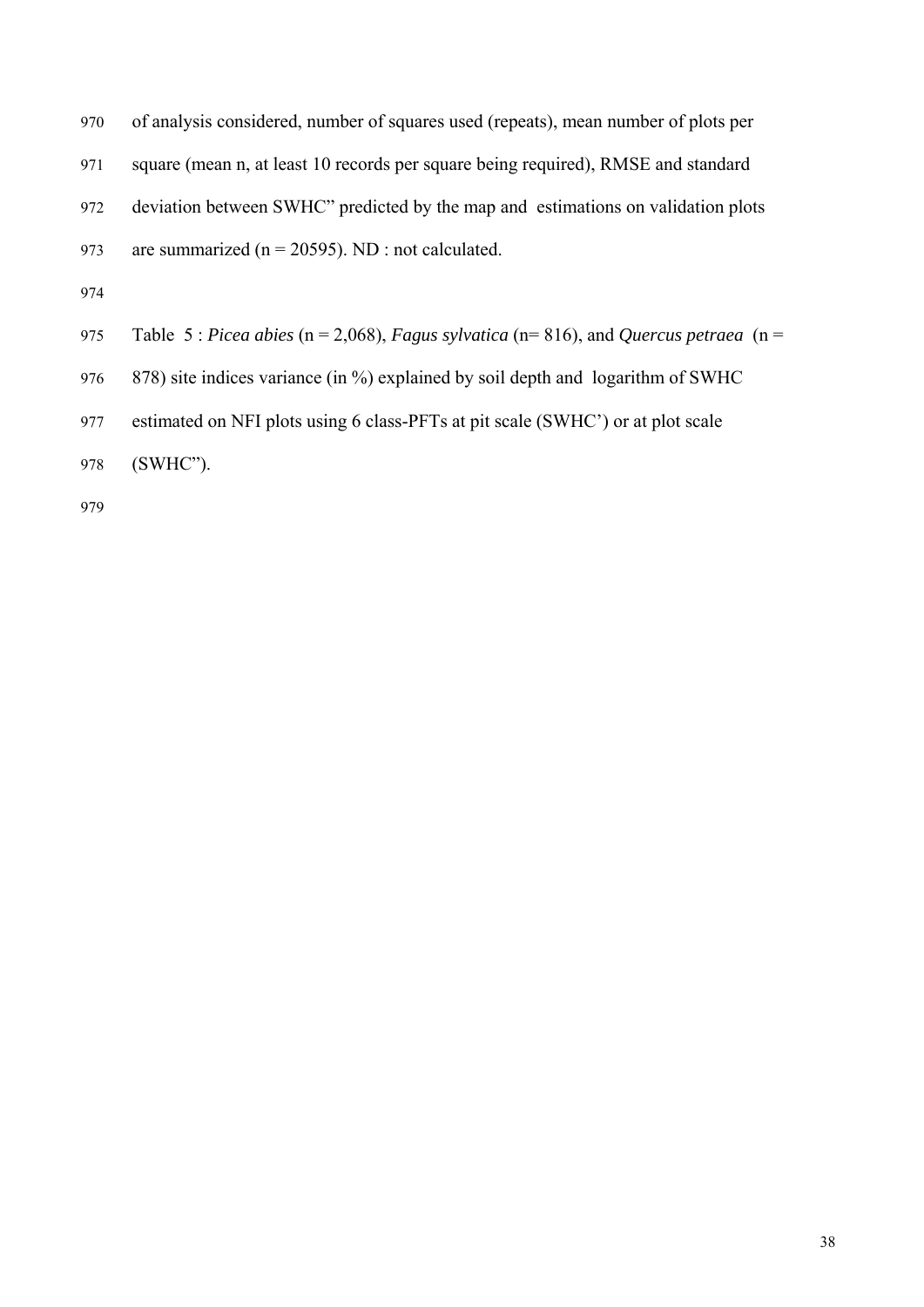of analysis considered, number of squares used (repeats), mean number of plots per square (mean n, at least 10 records per square being required), RMSE and standard deviation between SWHC” predicted by the map and estimations on validation plots are summarized (n = 20595). ND : not calculated.

Table 5 : *Picea abies* (n = 2,068), *Fagus sylvatica* (n= 816), and *Quercus petraea* (n = 878) site indices variance (in %) explained by soil depth and logarithm of SWHC estimated on NFI plots using 6 class-PFTs at pit scale (SWHC’) or at plot scale (SWHC”).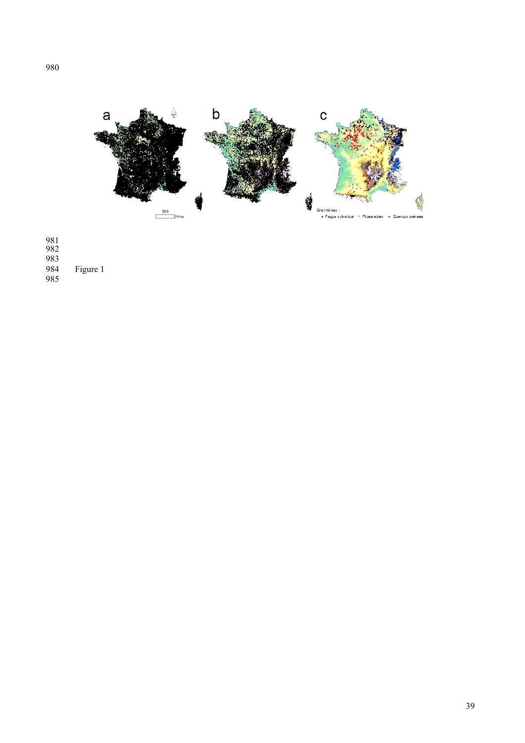Figure 1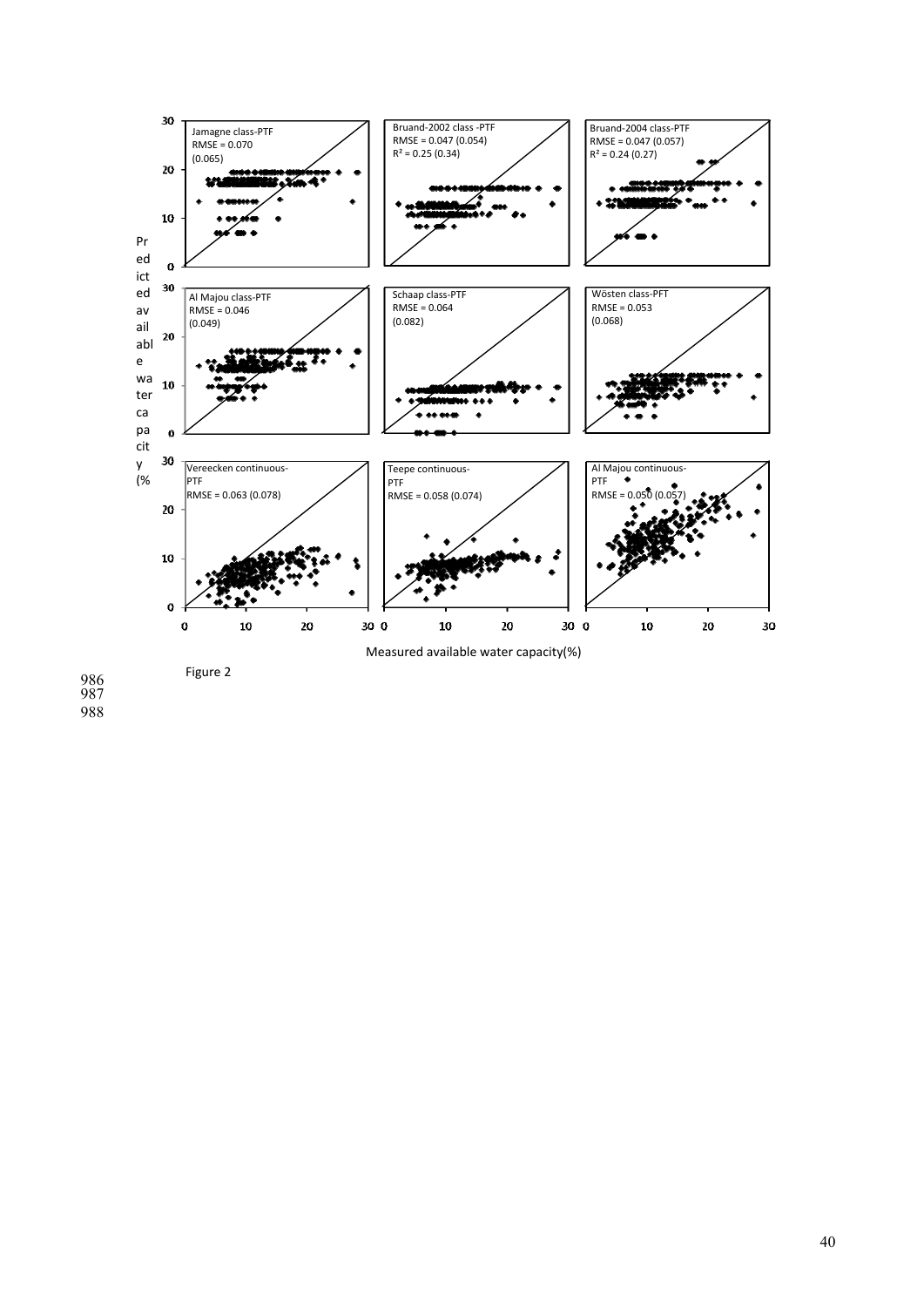Figure 2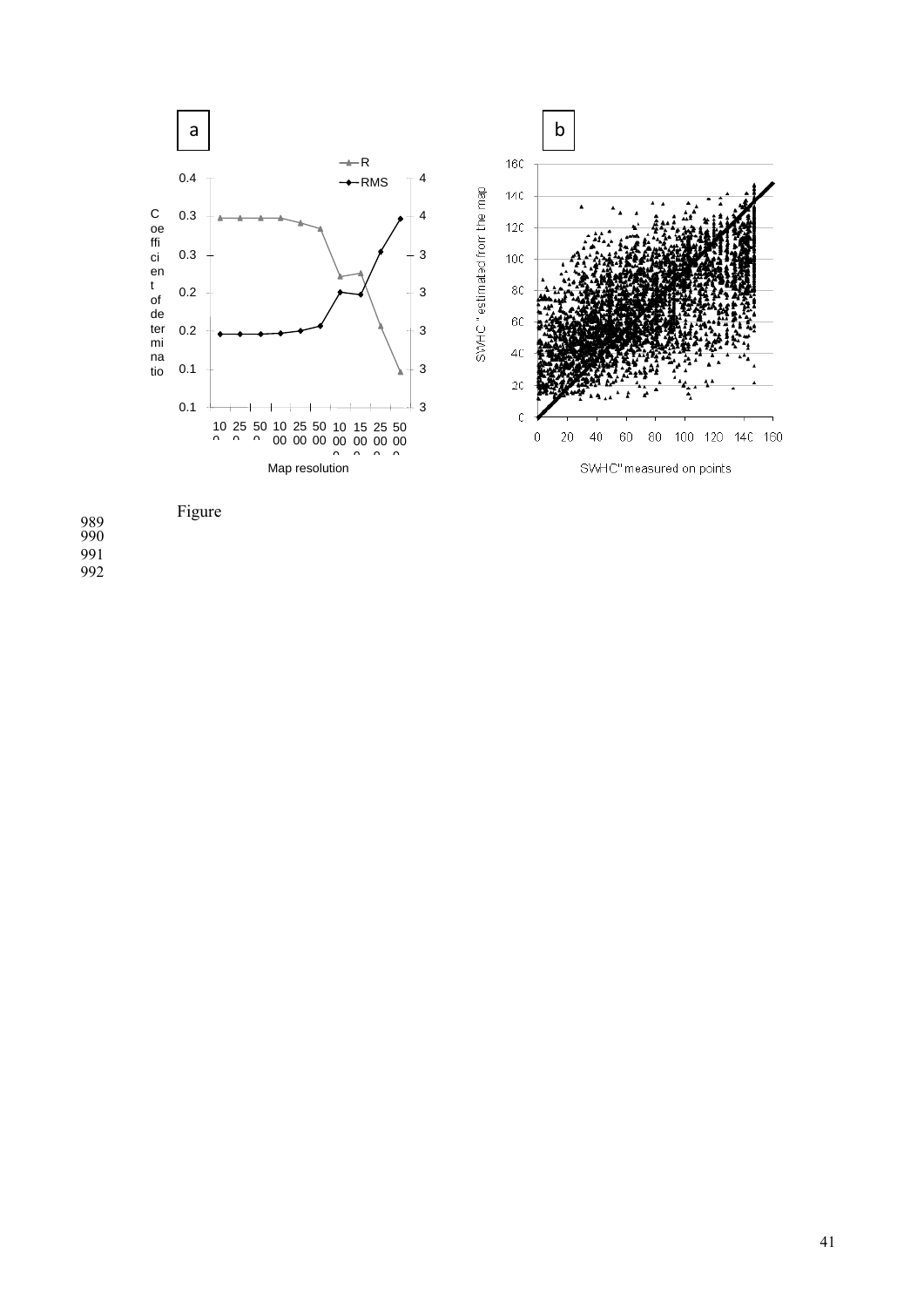Figure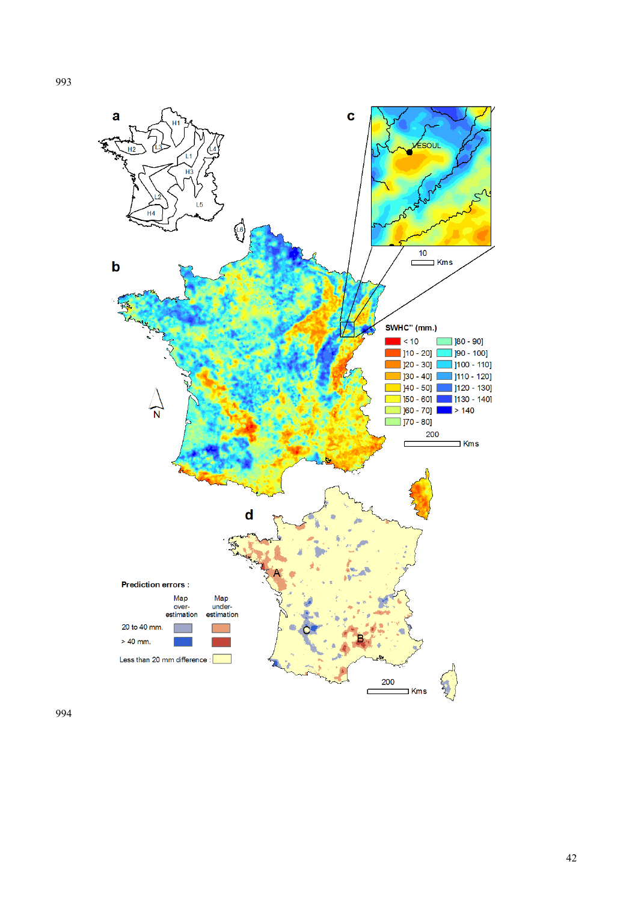a

H1 H2 L3 L4 L1 H3 L2 H4 L5 L6

b

c

VESOUL

10 Kms

SWHC'' (mm.)

| | |
|---|---|
| < 10 | ]80 - 90] |
| ]10 - 20] | ]90 - 100] |
| ]20 - 30] | ]100 - 110] |
| ]30 - 40] | ]110 - 120] |
| ]40 - 50] | ]120 - 130] |
| ]50 - 60] | ]130 - 140] |
| ]60 - 70] | > 140 |
| ]70 - 80] | |

200 Kms

N

d

**Prediction errors :**

| | Map over-estimation | Map under-estimation |
|---|---|---|
| 20 to 40 mm. | | |
| > 40 mm. | | |

Less than 20 mm difference :

A B C

200 Kms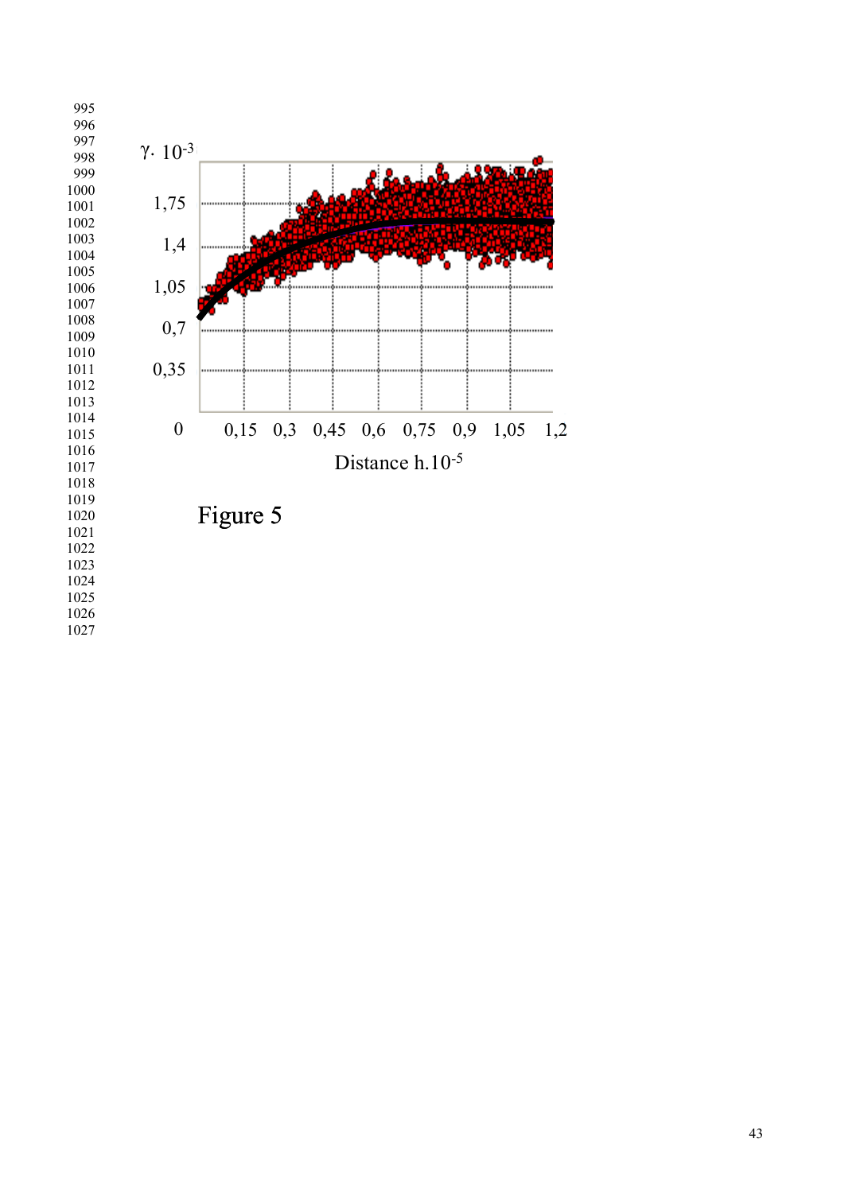$\gamma \cdot 10^{-3}$

1,75

1,4

1,05

0,7

0,35

0

0,15 0,3 0,45 0,6 0,75 0,9 1,05 1,2

Distance $h.10^{-5}$

Figure 5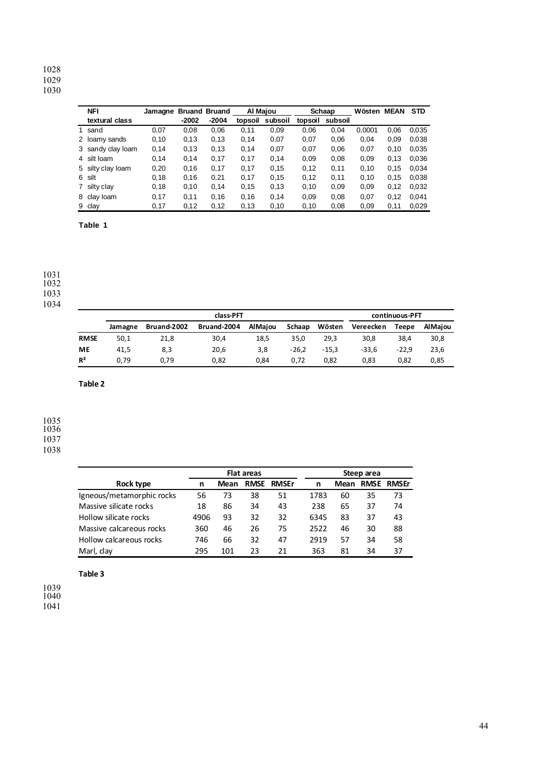| NFI textural class | Jamagne | Bruand -2002 | Bruand -2004 | Al Majou topsoil | Al Majou subsoil | Schaap topsoil | Schaap subsoil | Wösten | MEAN | STD |
|---|---|---|---|---|---|---|---|---|---|---|
| 1 sand | 0,07 | 0,08 | 0,06 | 0,11 | 0,09 | 0,06 | 0,04 | 0,0001 | 0,06 | 0,035 |
| 2 loamy sands | 0,10 | 0,13 | 0,13 | 0,14 | 0,07 | 0,07 | 0,06 | 0,04 | 0,09 | 0,038 |
| 3 sandy clay loam | 0,14 | 0,13 | 0,13 | 0,14 | 0,07 | 0,07 | 0,06 | 0,07 | 0,10 | 0,035 |
| 4 silt loam | 0,14 | 0,14 | 0,17 | 0,17 | 0,14 | 0,09 | 0,08 | 0,09 | 0,13 | 0,036 |
| 5 silty clay loam | 0,20 | 0,16 | 0,17 | 0,17 | 0,15 | 0,12 | 0,11 | 0,10 | 0,15 | 0,034 |
| 6 silt | 0,18 | 0,16 | 0,21 | 0,17 | 0,15 | 0,12 | 0,11 | 0,10 | 0,15 | 0,038 |
| 7 silty clay | 0,18 | 0,10 | 0,14 | 0,15 | 0,13 | 0,10 | 0,09 | 0,09 | 0,12 | 0,032 |
| 8 clay loam | 0,17 | 0,11 | 0,16 | 0,16 | 0,14 | 0,09 | 0,08 | 0,07 | 0,12 | 0,041 |
| 9 clay | 0,17 | 0,12 | 0,12 | 0,13 | 0,10 | 0,10 | 0,08 | 0,09 | 0,11 | 0,029 |

**Table 1**

| | class-PFT | | | | | | continuous-PFT | | |
|---|---|---|---|---|---|---|---|---|---|
| | Jamagne | Bruand-2002 | Bruand-2004 | AlMajou | Schaap | Wösten | Vereecken | Teepe | AlMajou |
| RMSE | 50,1 | 21,8 | 30,4 | 18,5 | 35,0 | 29,3 | 30,8 | 38,4 | 30,8 |
| ME | 41,5 | 8,3 | 20,6 | 3,8 | -26,2 | -15,3 | -33,6 | -22,9 | 23,6 |
| $R^2$ | 0,79 | 0,79 | 0,82 | 0,84 | 0,72 | 0,82 | 0,83 | 0,82 | 0,85 |

**Table 2**

| | Flat areas | | | | Steep area | | | |
|---|---|---|---|---|---|---|---|---|
| Rock type | n | Mean | RMSE | RMSEr | n | Mean | RMSE | RMSEr |
| Igneous/metamorphic rocks | 56 | 73 | 38 | 51 | 1783 | 60 | 35 | 73 |
| Massive silicate rocks | 18 | 86 | 34 | 43 | 238 | 65 | 37 | 74 |
| Hollow silicate rocks | 4906 | 93 | 32 | 32 | 6345 | 83 | 37 | 43 |
| Massive calcareous rocks | 360 | 46 | 26 | 75 | 2522 | 46 | 30 | 88 |
| Hollow calcareous rocks | 746 | 66 | 32 | 47 | 2919 | 57 | 34 | 58 |
| Marl, clay | 295 | 101 | 23 | 21 | 363 | 81 | 34 | 37 |

**Table 3**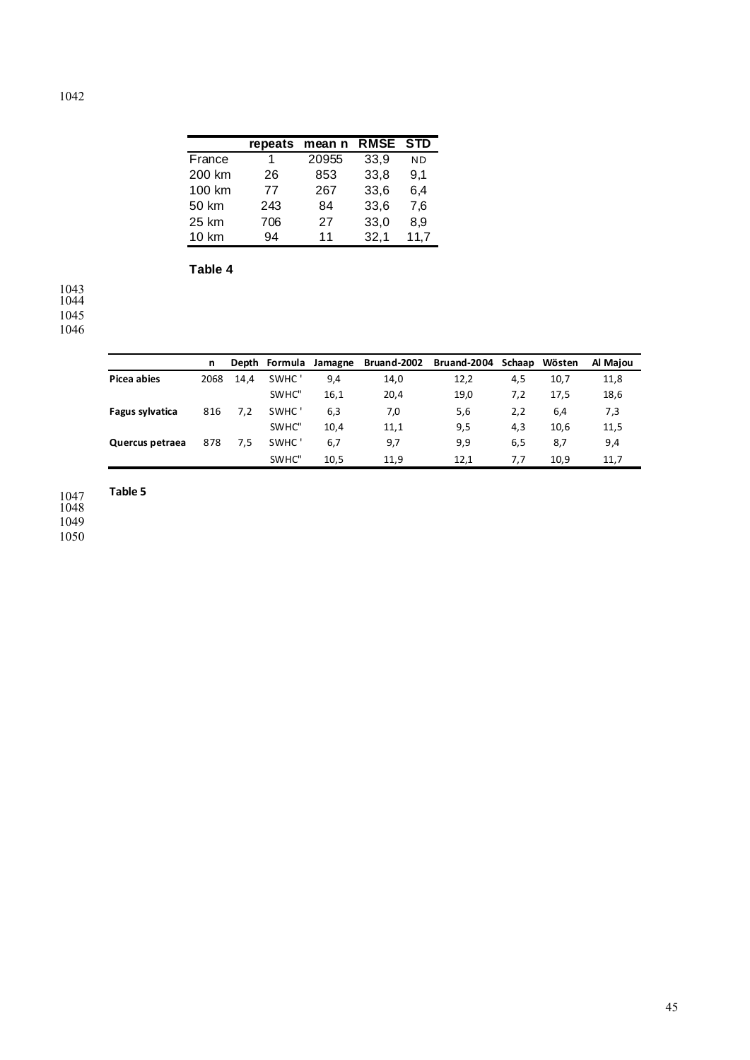| | repeats | mean n | RMSE | STD |
|---|---|---|---|---|
| France | 1 | 20955 | 33,9 | ND |
| 200 km | 26 | 853 | 33,8 | 9,1 |
| 100 km | 77 | 267 | 33,6 | 6,4 |
| 50 km | 243 | 84 | 33,6 | 7,6 |
| 25 km | 706 | 27 | 33,0 | 8,9 |
| 10 km | 94 | 11 | 32,1 | 11,7 |

**Table 4**

| | n | Depth | Formula | Jamagne | Bruand-2002 | Bruand-2004 | Schaap | Wösten | Al Majou |
|---|---|---|---|---|---|---|---|---|---|
| **Picea abies** | 2068 | 14,4 | SWHC ' | 9,4 | 14,0 | 12,2 | 4,5 | 10,7 | 11,8 |
| | | | SWHC" | 16,1 | 20,4 | 19,0 | 7,2 | 17,5 | 18,6 |
| **Fagus sylvatica** | 816 | 7,2 | SWHC ' | 6,3 | 7,0 | 5,6 | 2,2 | 6,4 | 7,3 |
| | | | SWHC" | 10,4 | 11,1 | 9,5 | 4,3 | 10,6 | 11,5 |
| **Quercus petraea** | 878 | 7,5 | SWHC ' | 6,7 | 9,7 | 9,9 | 6,5 | 8,7 | 9,4 |
| | | | SWHC" | 10,5 | 11,9 | 12,1 | 7,7 | 10,9 | 11,7 |

**Table 5**